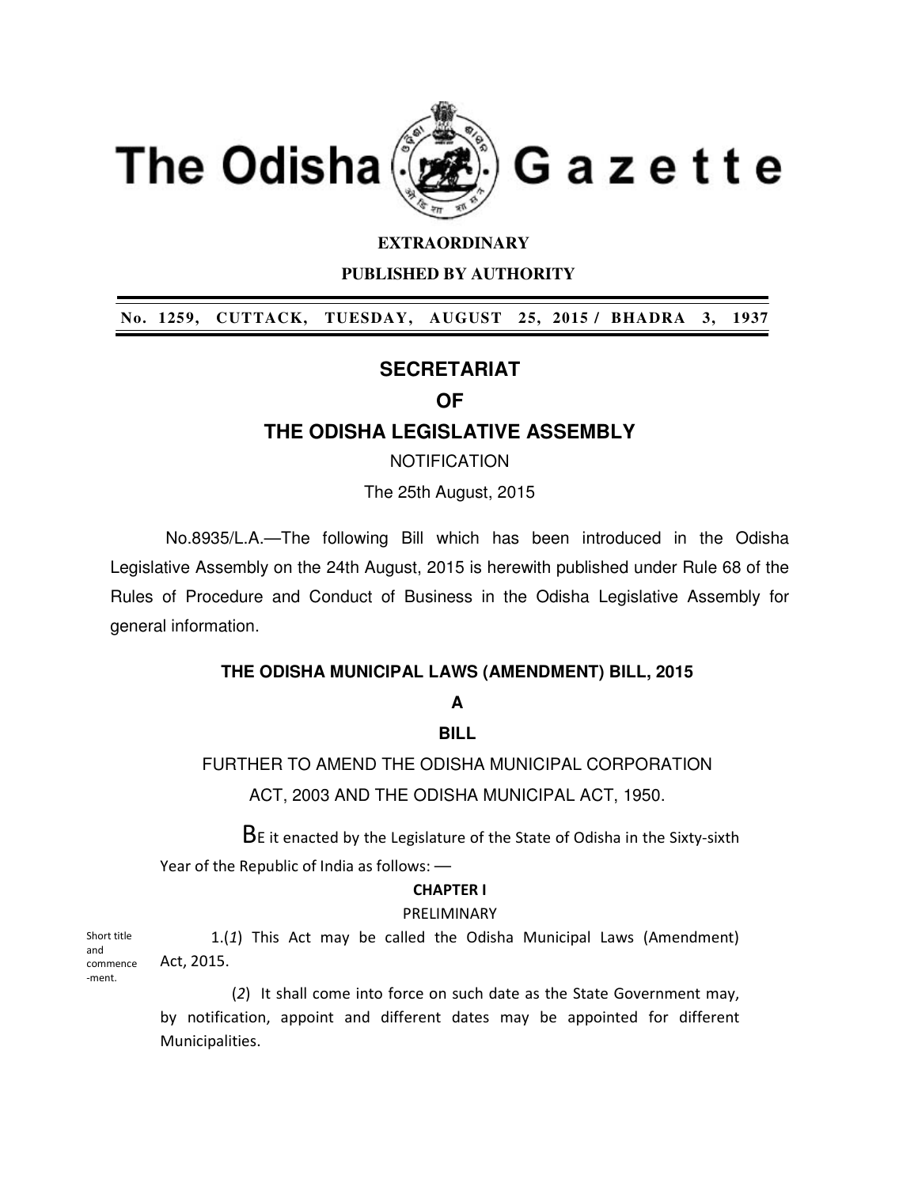# The Odisha Gazette

**EXTRAORDINARY**

**PUBLISHED BY AUTHORITY**

**No. 1259, CUTTACK, TUESDAY, AUGUST 25, 2015 / BHADRA 3, 1937**

## SECRETARIAT

## OF

## THE ODISHA LEGISLATIVE ASSEMBLY

NOTIFICATION

The 25th August, 2015

No.8935/L.A.—The following Bill which has been introduced in the Odisha Legislative Assembly on the 24th August, 2015 is herewith published under Rule 68 of the Rules of Procedure and Conduct of Business in the Odisha Legislative Assembly for general information.

### THE ODISHA MUNICIPAL LAWS (AMENDMENT) BILL, 2015

**A**

**BILL**

FURTHER TO AMEND THE ODISHA MUNICIPAL CORPORATION ACT, 2003 AND THE ODISHA MUNICIPAL ACT, 1950.

BE it enacted by the Legislature of the State of Odisha in the Sixty-sixth Year of the Republic of India as follows: —

**CHAPTER I**

PRELIMINARY

Short title and commencement.

1.(*1*) This Act may be called the Odisha Municipal Laws (Amendment) Act, 2015.

(*2*) It shall come into force on such date as the State Government may, by notification, appoint and different dates may be appointed for different Municipalities.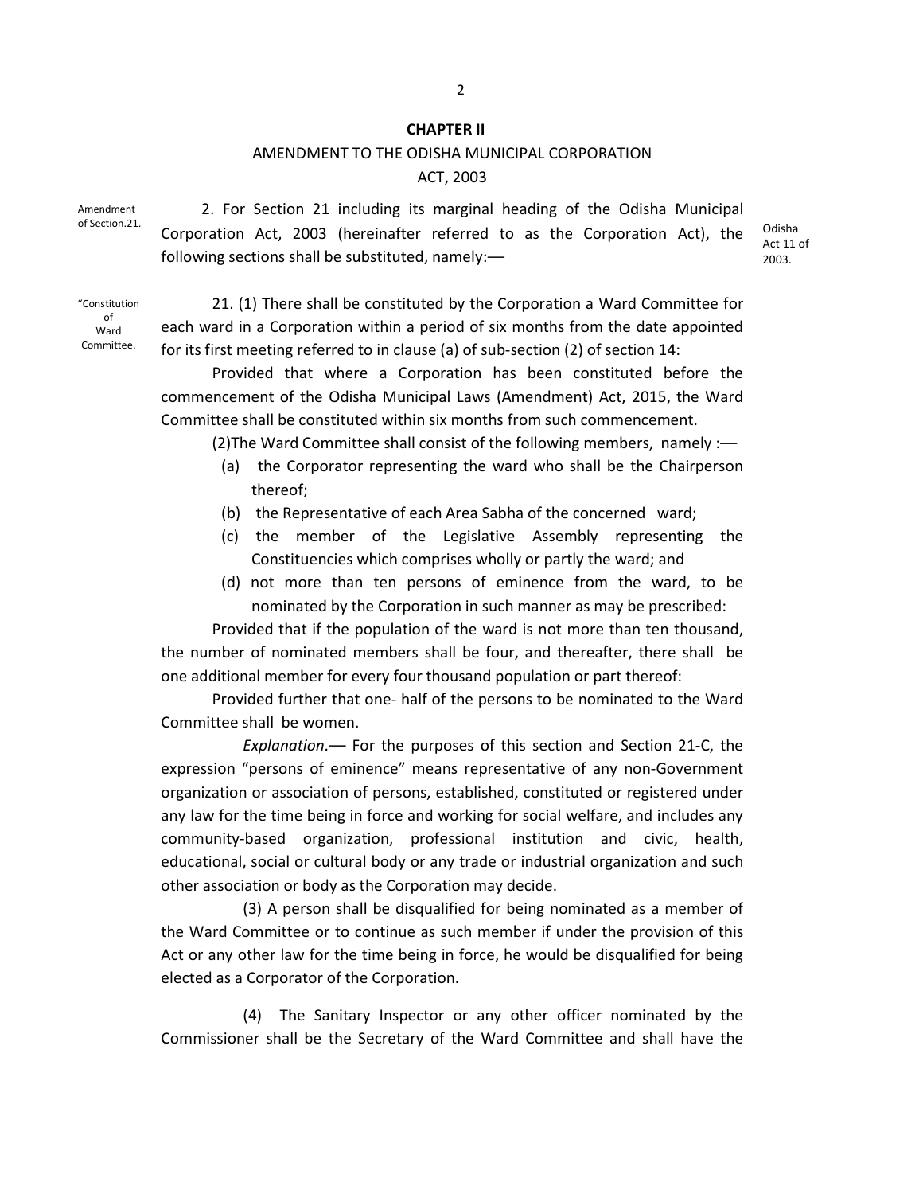## CHAPTER II

AMENDMENT TO THE ODISHA MUNICIPAL CORPORATION ACT, 2003

Amendment of Section.21.

2. For Section 21 including its marginal heading of the Odisha Municipal Corporation Act, 2003 (hereinafter referred to as the Corporation Act), the following sections shall be substituted, namely:—

Odisha Act 11 of 2003.

"Constitution of Ward Committee.

21. (1) There shall be constituted by the Corporation a Ward Committee for each ward in a Corporation within a period of six months from the date appointed for its first meeting referred to in clause (a) of sub-section (2) of section 14:

Provided that where a Corporation has been constituted before the commencement of the Odisha Municipal Laws (Amendment) Act, 2015, the Ward Committee shall be constituted within six months from such commencement.

(2)The Ward Committee shall consist of the following members, namely :—

(a) the Corporator representing the ward who shall be the Chairperson thereof;

(b) the Representative of each Area Sabha of the concerned ward;

(c) the member of the Legislative Assembly representing the Constituencies which comprises wholly or partly the ward; and

(d) not more than ten persons of eminence from the ward, to be nominated by the Corporation in such manner as may be prescribed:

Provided that if the population of the ward is not more than ten thousand, the number of nominated members shall be four, and thereafter, there shall be one additional member for every four thousand population or part thereof:

Provided further that one- half of the persons to be nominated to the Ward Committee shall be women.

*Explanation*.— For the purposes of this section and Section 21-C, the expression "persons of eminence" means representative of any non-Government organization or association of persons, established, constituted or registered under any law for the time being in force and working for social welfare, and includes any community-based organization, professional institution and civic, health, educational, social or cultural body or any trade or industrial organization and such other association or body as the Corporation may decide.

(3) A person shall be disqualified for being nominated as a member of the Ward Committee or to continue as such member if under the provision of this Act or any other law for the time being in force, he would be disqualified for being elected as a Corporator of the Corporation.

(4) The Sanitary Inspector or any other officer nominated by the Commissioner shall be the Secretary of the Ward Committee and shall have the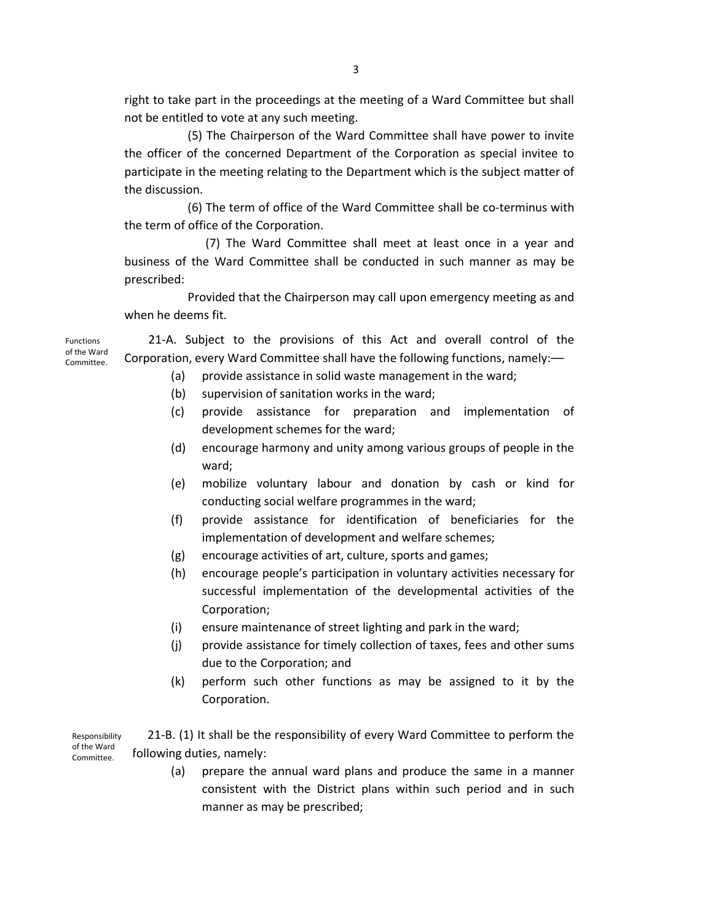right to take part in the proceedings at the meeting of a Ward Committee but shall not be entitled to vote at any such meeting.

(5) The Chairperson of the Ward Committee shall have power to invite the officer of the concerned Department of the Corporation as special invitee to participate in the meeting relating to the Department which is the subject matter of the discussion.

(6) The term of office of the Ward Committee shall be co-terminus with the term of office of the Corporation.

(7) The Ward Committee shall meet at least once in a year and business of the Ward Committee shall be conducted in such manner as may be prescribed:

Provided that the Chairperson may call upon emergency meeting as and when he deems fit.

Functions of the Ward Committee.

21-A. Subject to the provisions of this Act and overall control of the Corporation, every Ward Committee shall have the following functions, namely:—

(a) provide assistance in solid waste management in the ward;

(b) supervision of sanitation works in the ward;

(c) provide assistance for preparation and implementation of development schemes for the ward;

(d) encourage harmony and unity among various groups of people in the ward;

(e) mobilize voluntary labour and donation by cash or kind for conducting social welfare programmes in the ward;

(f) provide assistance for identification of beneficiaries for the implementation of development and welfare schemes;

(g) encourage activities of art, culture, sports and games;

(h) encourage people's participation in voluntary activities necessary for successful implementation of the developmental activities of the Corporation;

(i) ensure maintenance of street lighting and park in the ward;

(j) provide assistance for timely collection of taxes, fees and other sums due to the Corporation; and

(k) perform such other functions as may be assigned to it by the Corporation.

Responsibility of the Ward Committee.

21-B. (1) It shall be the responsibility of every Ward Committee to perform the following duties, namely:

(a) prepare the annual ward plans and produce the same in a manner consistent with the District plans within such period and in such manner as may be prescribed;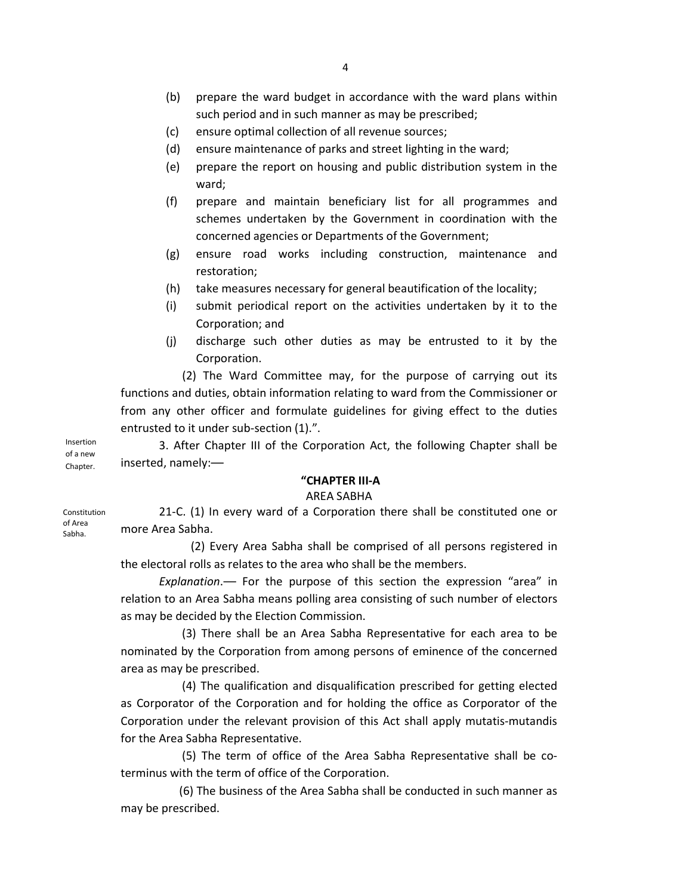(b) prepare the ward budget in accordance with the ward plans within such period and in such manner as may be prescribed;

(c) ensure optimal collection of all revenue sources;

(d) ensure maintenance of parks and street lighting in the ward;

(e) prepare the report on housing and public distribution system in the ward;

(f) prepare and maintain beneficiary list for all programmes and schemes undertaken by the Government in coordination with the concerned agencies or Departments of the Government;

(g) ensure road works including construction, maintenance and restoration;

(h) take measures necessary for general beautification of the locality;

(i) submit periodical report on the activities undertaken by it to the Corporation; and

(j) discharge such other duties as may be entrusted to it by the Corporation.

(2) The Ward Committee may, for the purpose of carrying out its functions and duties, obtain information relating to ward from the Commissioner or from any other officer and formulate guidelines for giving effect to the duties entrusted to it under sub-section (1).".

Insertion of a new Chapter.

3. After Chapter III of the Corporation Act, the following Chapter shall be inserted, namely:—

**"CHAPTER III-A**

AREA SABHA

Constitution of Area Sabha.

21-C. (1) In every ward of a Corporation there shall be constituted one or more Area Sabha.

(2) Every Area Sabha shall be comprised of all persons registered in the electoral rolls as relates to the area who shall be the members.

*Explanation*.— For the purpose of this section the expression "area" in relation to an Area Sabha means polling area consisting of such number of electors as may be decided by the Election Commission.

(3) There shall be an Area Sabha Representative for each area to be nominated by the Corporation from among persons of eminence of the concerned area as may be prescribed.

(4) The qualification and disqualification prescribed for getting elected as Corporator of the Corporation and for holding the office as Corporator of the Corporation under the relevant provision of this Act shall apply mutatis-mutandis for the Area Sabha Representative.

(5) The term of office of the Area Sabha Representative shall be co-terminus with the term of office of the Corporation.

(6) The business of the Area Sabha shall be conducted in such manner as may be prescribed.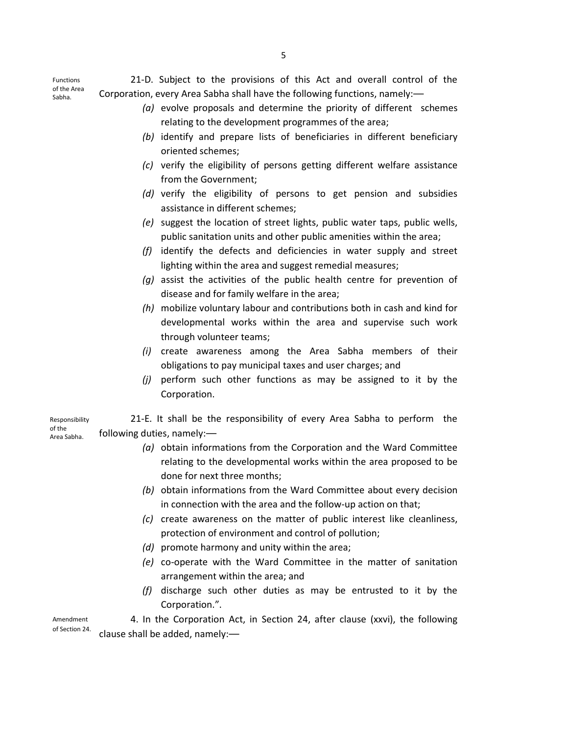Functions of the Area Sabha.

21-D. Subject to the provisions of this Act and overall control of the Corporation, every Area Sabha shall have the following functions, namely:—

*(a)* evolve proposals and determine the priority of different schemes relating to the development programmes of the area;

*(b)* identify and prepare lists of beneficiaries in different beneficiary oriented schemes;

*(c)* verify the eligibility of persons getting different welfare assistance from the Government;

*(d)* verify the eligibility of persons to get pension and subsidies assistance in different schemes;

*(e)* suggest the location of street lights, public water taps, public wells, public sanitation units and other public amenities within the area;

*(f)* identify the defects and deficiencies in water supply and street lighting within the area and suggest remedial measures;

*(g)* assist the activities of the public health centre for prevention of disease and for family welfare in the area;

*(h)* mobilize voluntary labour and contributions both in cash and kind for developmental works within the area and supervise such work through volunteer teams;

*(i)* create awareness among the Area Sabha members of their obligations to pay municipal taxes and user charges; and

*(j)* perform such other functions as may be assigned to it by the Corporation.

Responsibility of the Area Sabha.

21-E. It shall be the responsibility of every Area Sabha to perform the following duties, namely:—

*(a)* obtain informations from the Corporation and the Ward Committee relating to the developmental works within the area proposed to be done for next three months;

*(b)* obtain informations from the Ward Committee about every decision in connection with the area and the follow-up action on that;

*(c)* create awareness on the matter of public interest like cleanliness, protection of environment and control of pollution;

*(d)* promote harmony and unity within the area;

*(e)* co-operate with the Ward Committee in the matter of sanitation arrangement within the area; and

*(f)* discharge such other duties as may be entrusted to it by the Corporation.".

Amendment of Section 24.

4. In the Corporation Act, in Section 24, after clause (xxvi), the following clause shall be added, namely:—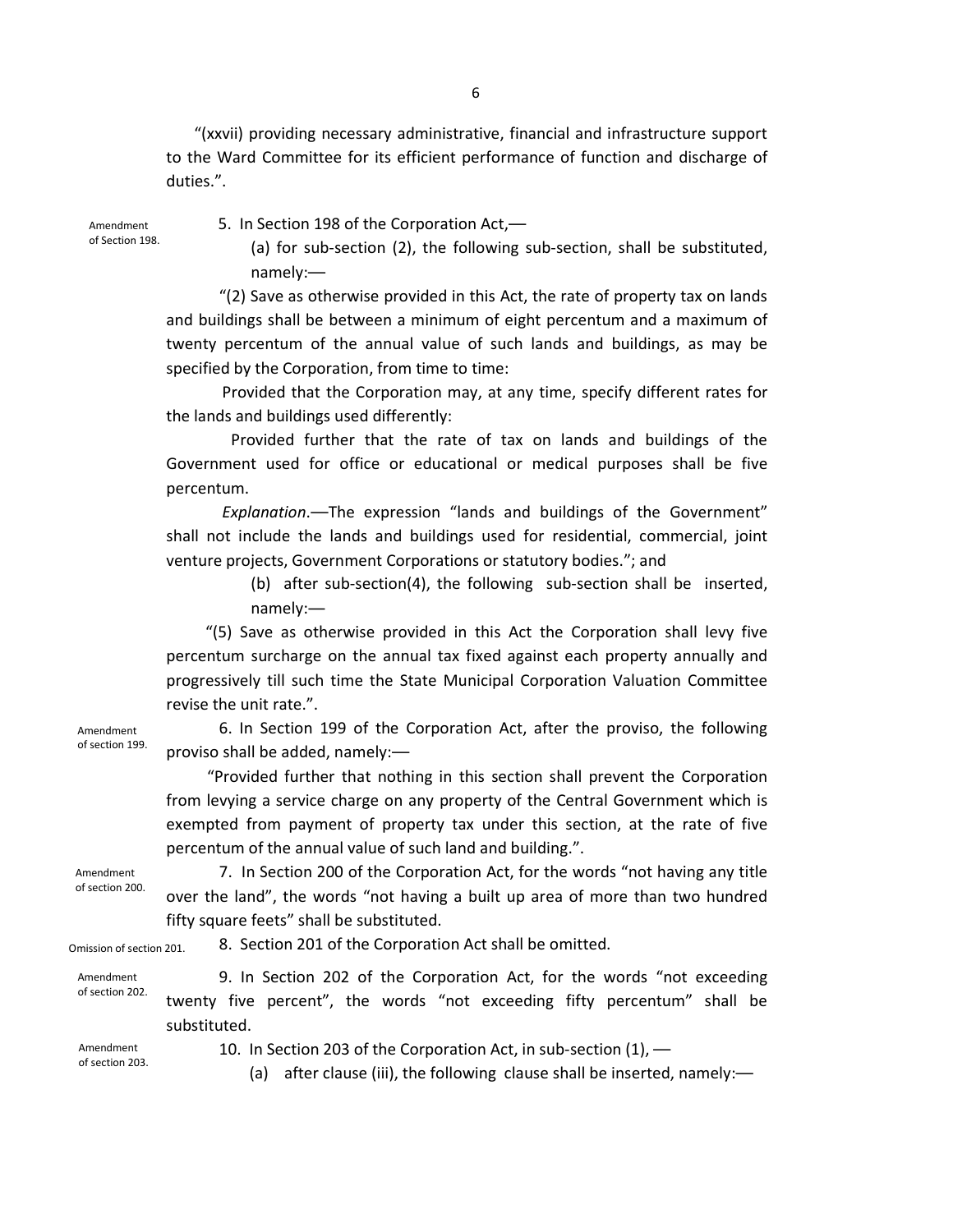"(xxvii) providing necessary administrative, financial and infrastructure support to the Ward Committee for its efficient performance of function and discharge of duties.".

Amendment of Section 198.

5. In Section 198 of the Corporation Act,—

(a) for sub-section (2), the following sub-section, shall be substituted, namely:—

"(2) Save as otherwise provided in this Act, the rate of property tax on lands and buildings shall be between a minimum of eight percentum and a maximum of twenty percentum of the annual value of such lands and buildings, as may be specified by the Corporation, from time to time:

Provided that the Corporation may, at any time, specify different rates for the lands and buildings used differently:

Provided further that the rate of tax on lands and buildings of the Government used for office or educational or medical purposes shall be five percentum.

*Explanation*.—The expression "lands and buildings of the Government" shall not include the lands and buildings used for residential, commercial, joint venture projects, Government Corporations or statutory bodies."; and

(b) after sub-section(4), the following sub-section shall be inserted, namely:—

"(5) Save as otherwise provided in this Act the Corporation shall levy five percentum surcharge on the annual tax fixed against each property annually and progressively till such time the State Municipal Corporation Valuation Committee revise the unit rate.".

Amendment of section 199.

6. In Section 199 of the Corporation Act, after the proviso, the following proviso shall be added, namely:—

"Provided further that nothing in this section shall prevent the Corporation from levying a service charge on any property of the Central Government which is exempted from payment of property tax under this section, at the rate of five percentum of the annual value of such land and building.".

Amendment of section 200.

7. In Section 200 of the Corporation Act, for the words "not having any title over the land", the words "not having a built up area of more than two hundred fifty square feets" shall be substituted.

Omission of section 201.

8. Section 201 of the Corporation Act shall be omitted.

Amendment of section 202.

9. In Section 202 of the Corporation Act, for the words "not exceeding twenty five percent", the words "not exceeding fifty percentum" shall be substituted.

Amendment of section 203.

10. In Section 203 of the Corporation Act, in sub-section (1), —

(a) after clause (iii), the following clause shall be inserted, namely:—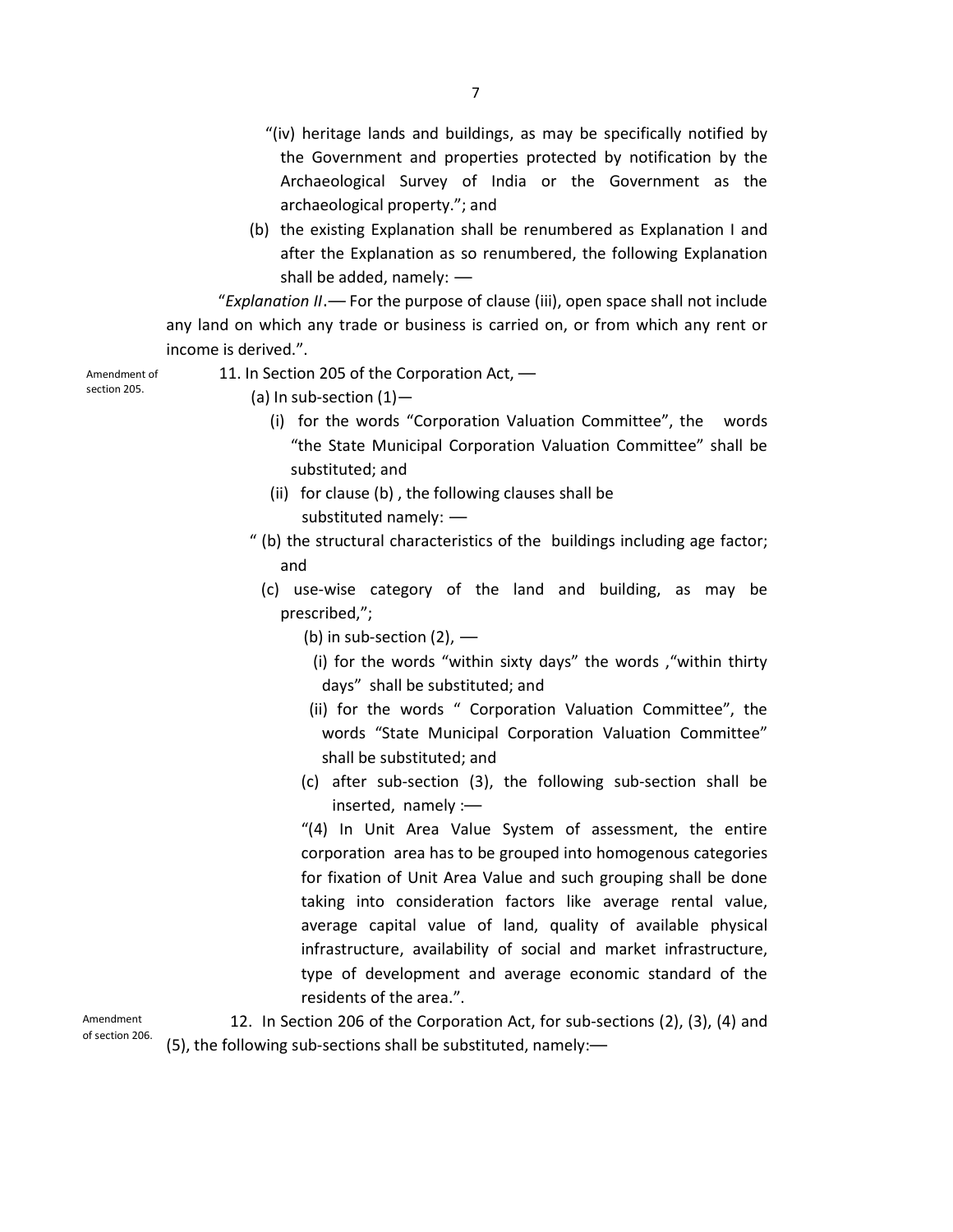"(iv) heritage lands and buildings, as may be specifically notified by the Government and properties protected by notification by the Archaeological Survey of India or the Government as the archaeological property."; and

(b) the existing Explanation shall be renumbered as Explanation I and after the Explanation as so renumbered, the following Explanation shall be added, namely: —

"*Explanation II*.— For the purpose of clause (iii), open space shall not include any land on which any trade or business is carried on, or from which any rent or income is derived.".

Amendment of section 205.

11. In Section 205 of the Corporation Act, —

(a) In sub-section (1)—

(i) for the words "Corporation Valuation Committee", the words "the State Municipal Corporation Valuation Committee" shall be substituted; and

(ii) for clause (b) , the following clauses shall be substituted namely: —

" (b) the structural characteristics of the buildings including age factor; and

(c) use-wise category of the land and building, as may be prescribed,";

(b) in sub-section (2), —

(i) for the words "within sixty days" the words ,"within thirty days" shall be substituted; and

(ii) for the words " Corporation Valuation Committee", the words "State Municipal Corporation Valuation Committee" shall be substituted; and

(c) after sub-section (3), the following sub-section shall be inserted, namely :—

"(4) In Unit Area Value System of assessment, the entire corporation area has to be grouped into homogenous categories for fixation of Unit Area Value and such grouping shall be done taking into consideration factors like average rental value, average capital value of land, quality of available physical infrastructure, availability of social and market infrastructure, type of development and average economic standard of the residents of the area.".

Amendment of section 206.

12. In Section 206 of the Corporation Act, for sub-sections (2), (3), (4) and (5), the following sub-sections shall be substituted, namely:—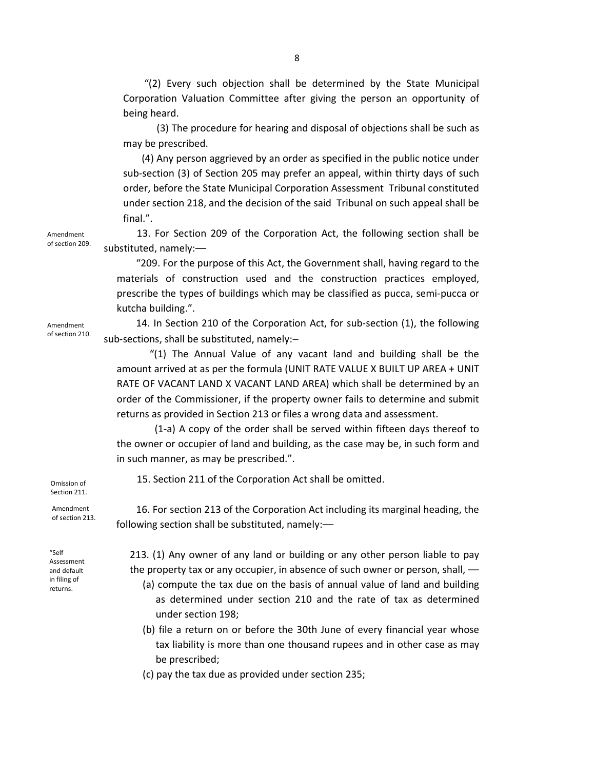"(2) Every such objection shall be determined by the State Municipal Corporation Valuation Committee after giving the person an opportunity of being heard.

(3) The procedure for hearing and disposal of objections shall be such as may be prescribed.

(4) Any person aggrieved by an order as specified in the public notice under sub-section (3) of Section 205 may prefer an appeal, within thirty days of such order, before the State Municipal Corporation Assessment Tribunal constituted under section 218, and the decision of the said Tribunal on such appeal shall be final.".

Amendment of section 209.

13. For Section 209 of the Corporation Act, the following section shall be substituted, namely:—

"209. For the purpose of this Act, the Government shall, having regard to the materials of construction used and the construction practices employed, prescribe the types of buildings which may be classified as pucca, semi-pucca or kutcha building.".

Amendment of section 210.

14. In Section 210 of the Corporation Act, for sub-section (1), the following sub-sections, shall be substituted, namely:–

"(1) The Annual Value of any vacant land and building shall be the amount arrived at as per the formula (UNIT RATE VALUE X BUILT UP AREA + UNIT RATE OF VACANT LAND X VACANT LAND AREA) which shall be determined by an order of the Commissioner, if the property owner fails to determine and submit returns as provided in Section 213 or files a wrong data and assessment.

(1-a) A copy of the order shall be served within fifteen days thereof to the owner or occupier of land and building, as the case may be, in such form and in such manner, as may be prescribed.".

Omission of Section 211.

15. Section 211 of the Corporation Act shall be omitted.

Amendment of section 213.

16. For section 213 of the Corporation Act including its marginal heading, the following section shall be substituted, namely:—

"Self Assessment and default in filing of returns.

213. (1) Any owner of any land or building or any other person liable to pay the property tax or any occupier, in absence of such owner or person, shall, —

(a) compute the tax due on the basis of annual value of land and building as determined under section 210 and the rate of tax as determined under section 198;

(b) file a return on or before the 30th June of every financial year whose tax liability is more than one thousand rupees and in other case as may be prescribed;

(c) pay the tax due as provided under section 235;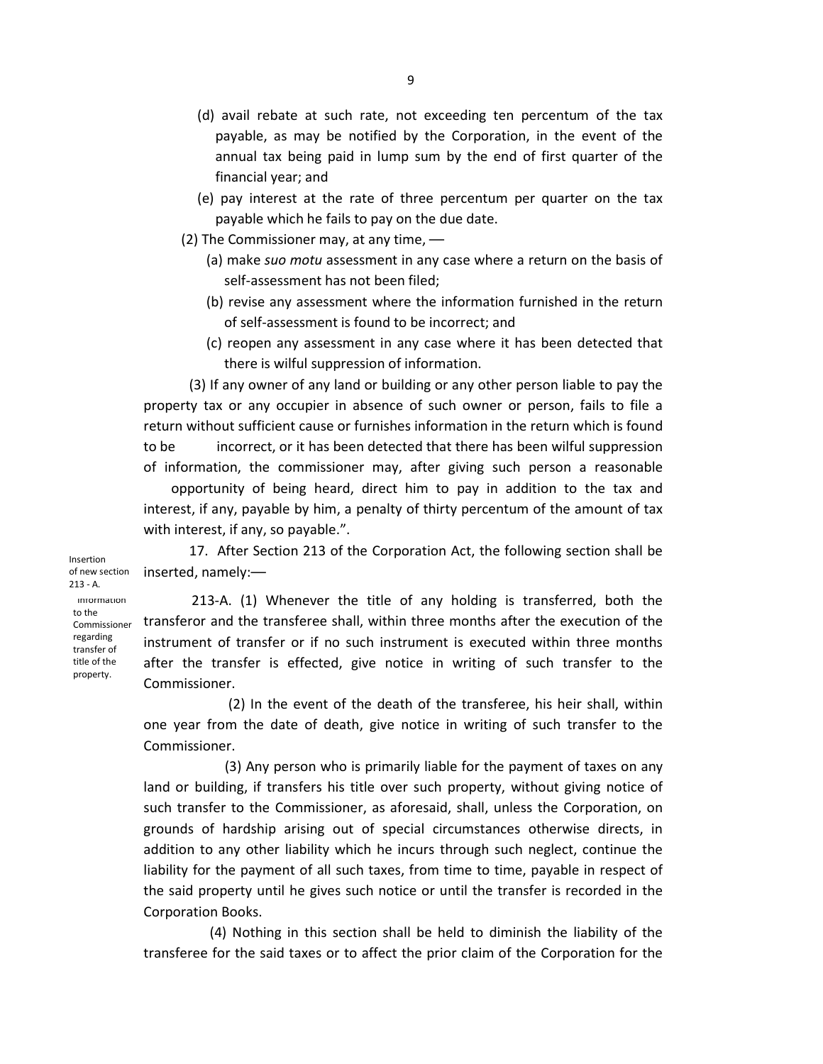(d) avail rebate at such rate, not exceeding ten percentum of the tax payable, as may be notified by the Corporation, in the event of the annual tax being paid in lump sum by the end of first quarter of the financial year; and

(e) pay interest at the rate of three percentum per quarter on the tax payable which he fails to pay on the due date.

(2) The Commissioner may, at any time, —

(a) make *suo motu* assessment in any case where a return on the basis of self-assessment has not been filed;

(b) revise any assessment where the information furnished in the return of self-assessment is found to be incorrect; and

(c) reopen any assessment in any case where it has been detected that there is wilful suppression of information.

(3) If any owner of any land or building or any other person liable to pay the property tax or any occupier in absence of such owner or person, fails to file a return without sufficient cause or furnishes information in the return which is found to be incorrect, or it has been detected that there has been wilful suppression of information, the commissioner may, after giving such person a reasonable opportunity of being heard, direct him to pay in addition to the tax and interest, if any, payable by him, a penalty of thirty percentum of the amount of tax with interest, if any, so payable.".

Insertion of new section 213 - A.

17. After Section 213 of the Corporation Act, the following section shall be inserted, namely:—

Information to the Commissioner regarding transfer of title of the property.

213-A. (1) Whenever the title of any holding is transferred, both the transferor and the transferee shall, within three months after the execution of the instrument of transfer or if no such instrument is executed within three months after the transfer is effected, give notice in writing of such transfer to the Commissioner.

(2) In the event of the death of the transferee, his heir shall, within one year from the date of death, give notice in writing of such transfer to the Commissioner.

(3) Any person who is primarily liable for the payment of taxes on any land or building, if transfers his title over such property, without giving notice of such transfer to the Commissioner, as aforesaid, shall, unless the Corporation, on grounds of hardship arising out of special circumstances otherwise directs, in addition to any other liability which he incurs through such neglect, continue the liability for the payment of all such taxes, from time to time, payable in respect of the said property until he gives such notice or until the transfer is recorded in the Corporation Books.

(4) Nothing in this section shall be held to diminish the liability of the transferee for the said taxes or to affect the prior claim of the Corporation for the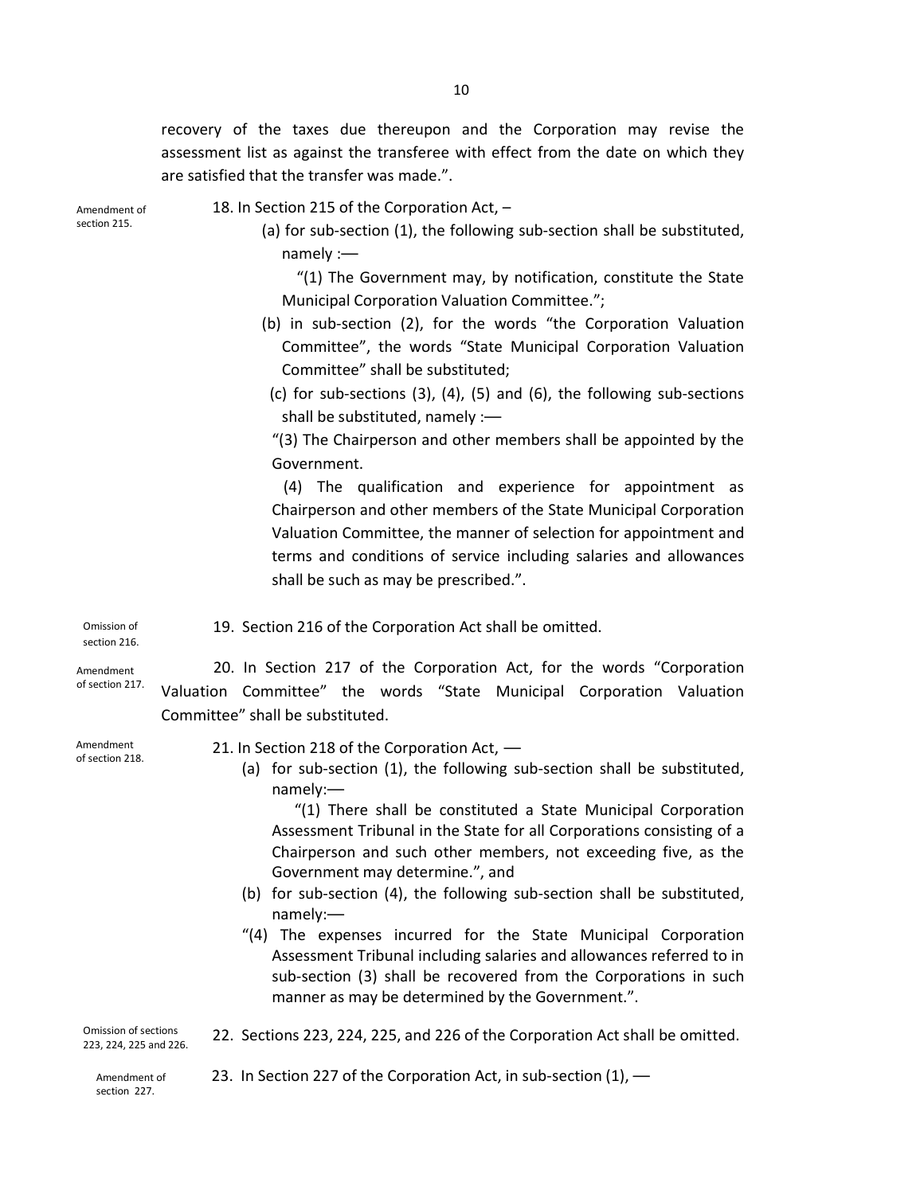recovery of the taxes due thereupon and the Corporation may revise the assessment list as against the transferee with effect from the date on which they are satisfied that the transfer was made.".

Amendment of section 215.

18. In Section 215 of the Corporation Act, –

(a) for sub-section (1), the following sub-section shall be substituted, namely :—

"(1) The Government may, by notification, constitute the State Municipal Corporation Valuation Committee.";

(b) in sub-section (2), for the words "the Corporation Valuation Committee", the words "State Municipal Corporation Valuation Committee" shall be substituted;

(c) for sub-sections (3), (4), (5) and (6), the following sub-sections shall be substituted, namely :—

"(3) The Chairperson and other members shall be appointed by the Government.

(4) The qualification and experience for appointment as Chairperson and other members of the State Municipal Corporation Valuation Committee, the manner of selection for appointment and terms and conditions of service including salaries and allowances shall be such as may be prescribed.".

Omission of section 216.

19. Section 216 of the Corporation Act shall be omitted.

Amendment of section 217.

20. In Section 217 of the Corporation Act, for the words "Corporation Valuation Committee" the words "State Municipal Corporation Valuation Committee" shall be substituted.

Amendment of section 218.

21. In Section 218 of the Corporation Act, —

(a) for sub-section (1), the following sub-section shall be substituted, namely:—

"(1) There shall be constituted a State Municipal Corporation Assessment Tribunal in the State for all Corporations consisting of a Chairperson and such other members, not exceeding five, as the Government may determine.", and

(b) for sub-section (4), the following sub-section shall be substituted, namely:—

"(4) The expenses incurred for the State Municipal Corporation Assessment Tribunal including salaries and allowances referred to in sub-section (3) shall be recovered from the Corporations in such manner as may be determined by the Government.".

Omission of sections 223, 224, 225 and 226.

22. Sections 223, 224, 225, and 226 of the Corporation Act shall be omitted.

Amendment of section 227.

23. In Section 227 of the Corporation Act, in sub-section (1), —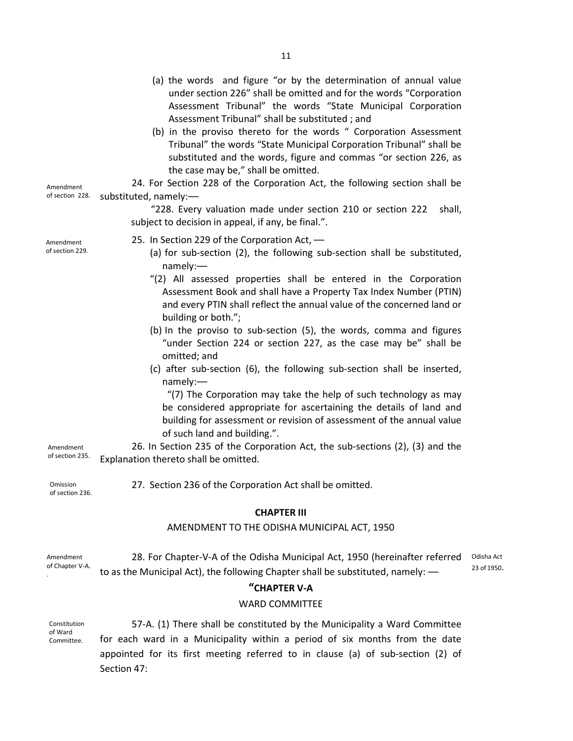(a) the words and figure "or by the determination of annual value under section 226" shall be omitted and for the words "Corporation Assessment Tribunal" the words "State Municipal Corporation Assessment Tribunal" shall be substituted ; and

(b) in the proviso thereto for the words " Corporation Assessment Tribunal" the words "State Municipal Corporation Tribunal" shall be substituted and the words, figure and commas "or section 226, as the case may be," shall be omitted.

Amendment of section 228.

24. For Section 228 of the Corporation Act, the following section shall be substituted, namely:—

"228. Every valuation made under section 210 or section 222 shall, subject to decision in appeal, if any, be final.".

Amendment of section 229.

25. In Section 229 of the Corporation Act, —

(a) for sub-section (2), the following sub-section shall be substituted, namely:—

"(2) All assessed properties shall be entered in the Corporation Assessment Book and shall have a Property Tax Index Number (PTIN) and every PTIN shall reflect the annual value of the concerned land or building or both.";

(b) In the proviso to sub-section (5), the words, comma and figures "under Section 224 or section 227, as the case may be" shall be omitted; and

(c) after sub-section (6), the following sub-section shall be inserted, namely:—

"(7) The Corporation may take the help of such technology as may be considered appropriate for ascertaining the details of land and building for assessment or revision of assessment of the annual value of such land and building.".

Amendment of section 235.

26. In Section 235 of the Corporation Act, the sub-sections (2), (3) and the Explanation thereto shall be omitted.

Omission of section 236.

27. Section 236 of the Corporation Act shall be omitted.

## CHAPTER III

### AMENDMENT TO THE ODISHA MUNICIPAL ACT, 1950

Amendment of Chapter V-A.

28. For Chapter-V-A of the Odisha Municipal Act, 1950 (hereinafter referred to as the Municipal Act), the following Chapter shall be substituted, namely: —

Odisha Act 23 of 1950.

### "CHAPTER V-A

### WARD COMMITTEE

Constitution of Ward Committee.

57-A. (1) There shall be constituted by the Municipality a Ward Committee for each ward in a Municipality within a period of six months from the date appointed for its first meeting referred to in clause (a) of sub-section (2) of Section 47: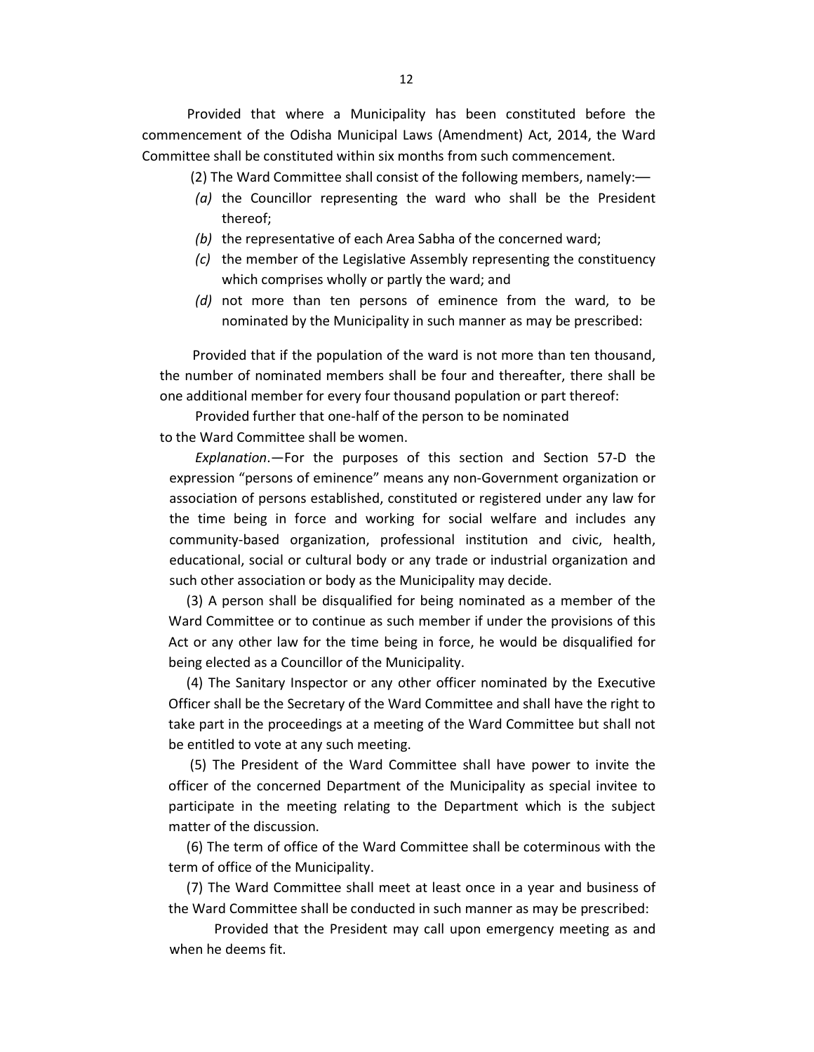Provided that where a Municipality has been constituted before the commencement of the Odisha Municipal Laws (Amendment) Act, 2014, the Ward Committee shall be constituted within six months from such commencement.

(2) The Ward Committee shall consist of the following members, namely:—

*(a)* the Councillor representing the ward who shall be the President thereof;

*(b)* the representative of each Area Sabha of the concerned ward;

*(c)* the member of the Legislative Assembly representing the constituency which comprises wholly or partly the ward; and

*(d)* not more than ten persons of eminence from the ward, to be nominated by the Municipality in such manner as may be prescribed:

Provided that if the population of the ward is not more than ten thousand, the number of nominated members shall be four and thereafter, there shall be one additional member for every four thousand population or part thereof:

Provided further that one-half of the person to be nominated to the Ward Committee shall be women.

*Explanation*.—For the purposes of this section and Section 57-D the expression "persons of eminence" means any non-Government organization or association of persons established, constituted or registered under any law for the time being in force and working for social welfare and includes any community-based organization, professional institution and civic, health, educational, social or cultural body or any trade or industrial organization and such other association or body as the Municipality may decide.

(3) A person shall be disqualified for being nominated as a member of the Ward Committee or to continue as such member if under the provisions of this Act or any other law for the time being in force, he would be disqualified for being elected as a Councillor of the Municipality.

(4) The Sanitary Inspector or any other officer nominated by the Executive Officer shall be the Secretary of the Ward Committee and shall have the right to take part in the proceedings at a meeting of the Ward Committee but shall not be entitled to vote at any such meeting.

(5) The President of the Ward Committee shall have power to invite the officer of the concerned Department of the Municipality as special invitee to participate in the meeting relating to the Department which is the subject matter of the discussion.

(6) The term of office of the Ward Committee shall be coterminous with the term of office of the Municipality.

(7) The Ward Committee shall meet at least once in a year and business of the Ward Committee shall be conducted in such manner as may be prescribed:

Provided that the President may call upon emergency meeting as and when he deems fit.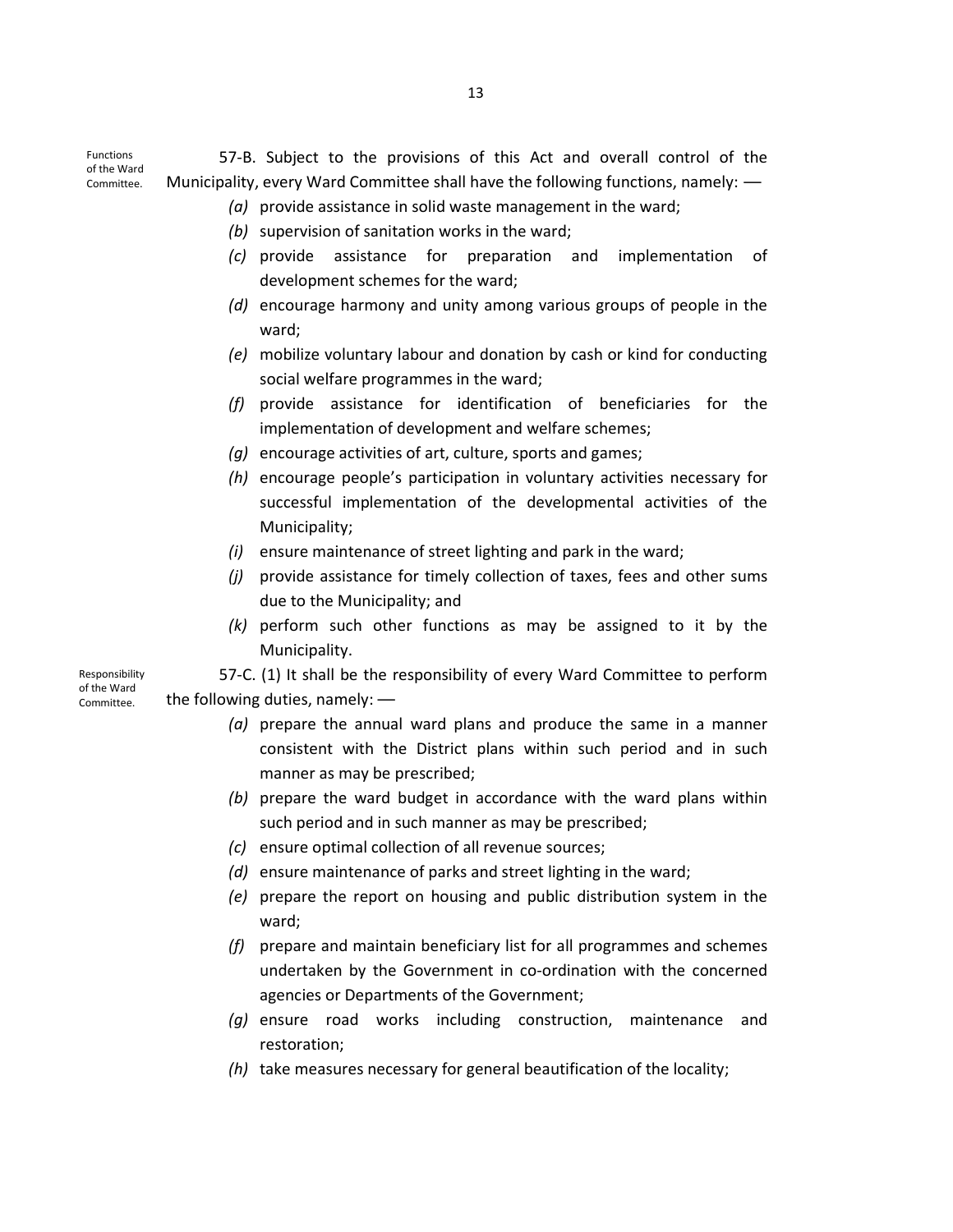**Functions of the Ward Committee.**

57-B. Subject to the provisions of this Act and overall control of the Municipality, every Ward Committee shall have the following functions, namely: —

*(a)* provide assistance in solid waste management in the ward;

*(b)* supervision of sanitation works in the ward;

*(c)* provide assistance for preparation and implementation of development schemes for the ward;

*(d)* encourage harmony and unity among various groups of people in the ward;

*(e)* mobilize voluntary labour and donation by cash or kind for conducting social welfare programmes in the ward;

*(f)* provide assistance for identification of beneficiaries for the implementation of development and welfare schemes;

*(g)* encourage activities of art, culture, sports and games;

*(h)* encourage people's participation in voluntary activities necessary for successful implementation of the developmental activities of the Municipality;

*(i)* ensure maintenance of street lighting and park in the ward;

*(j)* provide assistance for timely collection of taxes, fees and other sums due to the Municipality; and

*(k)* perform such other functions as may be assigned to it by the Municipality.

**Responsibility of the Ward Committee.**

57-C. (1) It shall be the responsibility of every Ward Committee to perform the following duties, namely: —

*(a)* prepare the annual ward plans and produce the same in a manner consistent with the District plans within such period and in such manner as may be prescribed;

*(b)* prepare the ward budget in accordance with the ward plans within such period and in such manner as may be prescribed;

*(c)* ensure optimal collection of all revenue sources;

*(d)* ensure maintenance of parks and street lighting in the ward;

*(e)* prepare the report on housing and public distribution system in the ward;

*(f)* prepare and maintain beneficiary list for all programmes and schemes undertaken by the Government in co-ordination with the concerned agencies or Departments of the Government;

*(g)* ensure road works including construction, maintenance and restoration;

*(h)* take measures necessary for general beautification of the locality;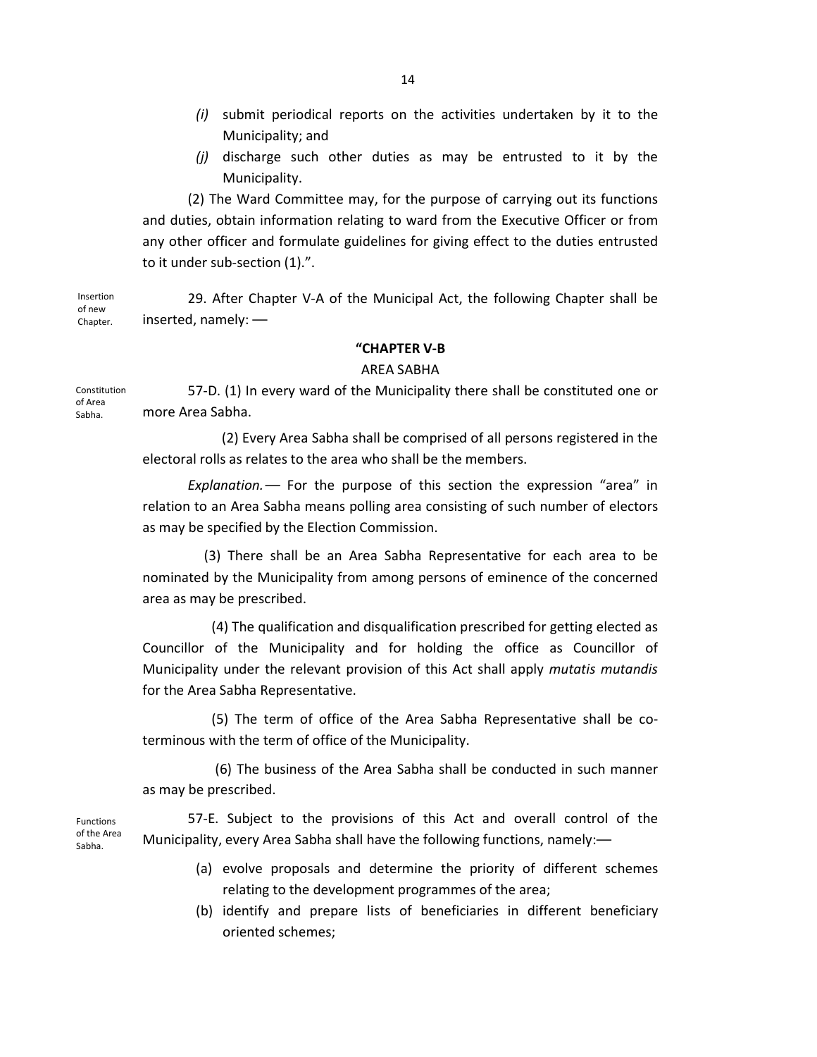*(i)* submit periodical reports on the activities undertaken by it to the Municipality; and

*(j)* discharge such other duties as may be entrusted to it by the Municipality.

(2) The Ward Committee may, for the purpose of carrying out its functions and duties, obtain information relating to ward from the Executive Officer or from any other officer and formulate guidelines for giving effect to the duties entrusted to it under sub-section (1).".

Insertion of new Chapter.

29. After Chapter V-A of the Municipal Act, the following Chapter shall be inserted, namely: —

**"CHAPTER V-B**

AREA SABHA

Constitution of Area Sabha.

57-D. (1) In every ward of the Municipality there shall be constituted one or more Area Sabha.

(2) Every Area Sabha shall be comprised of all persons registered in the electoral rolls as relates to the area who shall be the members.

*Explanation.*— For the purpose of this section the expression "area" in relation to an Area Sabha means polling area consisting of such number of electors as may be specified by the Election Commission.

(3) There shall be an Area Sabha Representative for each area to be nominated by the Municipality from among persons of eminence of the concerned area as may be prescribed.

(4) The qualification and disqualification prescribed for getting elected as Councillor of the Municipality and for holding the office as Councillor of Municipality under the relevant provision of this Act shall apply *mutatis mutandis* for the Area Sabha Representative.

(5) The term of office of the Area Sabha Representative shall be co-terminous with the term of office of the Municipality.

(6) The business of the Area Sabha shall be conducted in such manner as may be prescribed.

Functions of the Area Sabha.

57-E. Subject to the provisions of this Act and overall control of the Municipality, every Area Sabha shall have the following functions, namely:—

(a) evolve proposals and determine the priority of different schemes relating to the development programmes of the area;

(b) identify and prepare lists of beneficiaries in different beneficiary oriented schemes;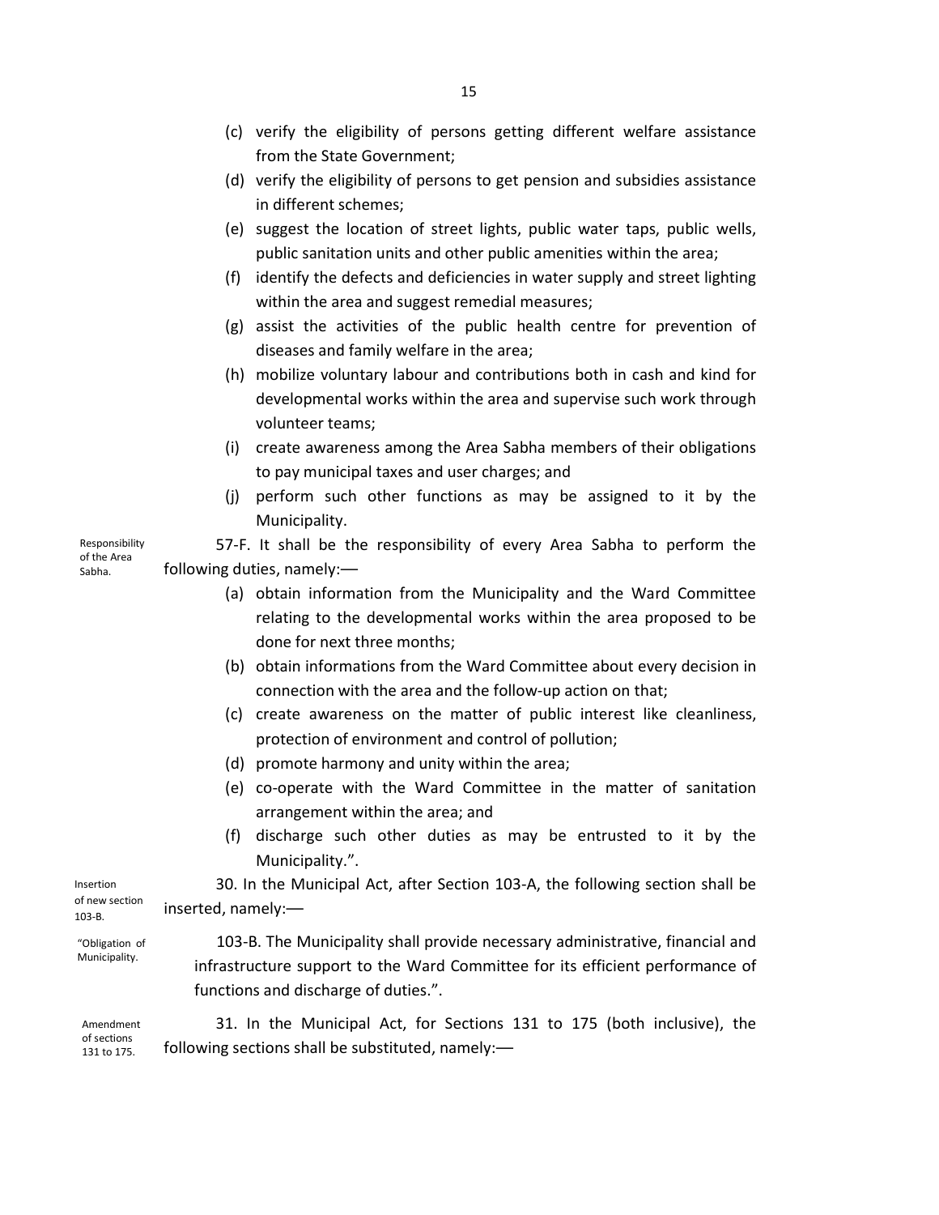(c) verify the eligibility of persons getting different welfare assistance from the State Government;

(d) verify the eligibility of persons to get pension and subsidies assistance in different schemes;

(e) suggest the location of street lights, public water taps, public wells, public sanitation units and other public amenities within the area;

(f) identify the defects and deficiencies in water supply and street lighting within the area and suggest remedial measures;

(g) assist the activities of the public health centre for prevention of diseases and family welfare in the area;

(h) mobilize voluntary labour and contributions both in cash and kind for developmental works within the area and supervise such work through volunteer teams;

(i) create awareness among the Area Sabha members of their obligations to pay municipal taxes and user charges; and

(j) perform such other functions as may be assigned to it by the Municipality.

Responsibility of the Area Sabha.

57-F. It shall be the responsibility of every Area Sabha to perform the following duties, namely:—

(a) obtain information from the Municipality and the Ward Committee relating to the developmental works within the area proposed to be done for next three months;

(b) obtain informations from the Ward Committee about every decision in connection with the area and the follow-up action on that;

(c) create awareness on the matter of public interest like cleanliness, protection of environment and control of pollution;

(d) promote harmony and unity within the area;

(e) co-operate with the Ward Committee in the matter of sanitation arrangement within the area; and

(f) discharge such other duties as may be entrusted to it by the Municipality.".

Insertion of new section 103-B.

30. In the Municipal Act, after Section 103-A, the following section shall be inserted, namely:—

"Obligation of Municipality.

103-B. The Municipality shall provide necessary administrative, financial and infrastructure support to the Ward Committee for its efficient performance of functions and discharge of duties.".

Amendment of sections 131 to 175.

31. In the Municipal Act, for Sections 131 to 175 (both inclusive), the following sections shall be substituted, namely:—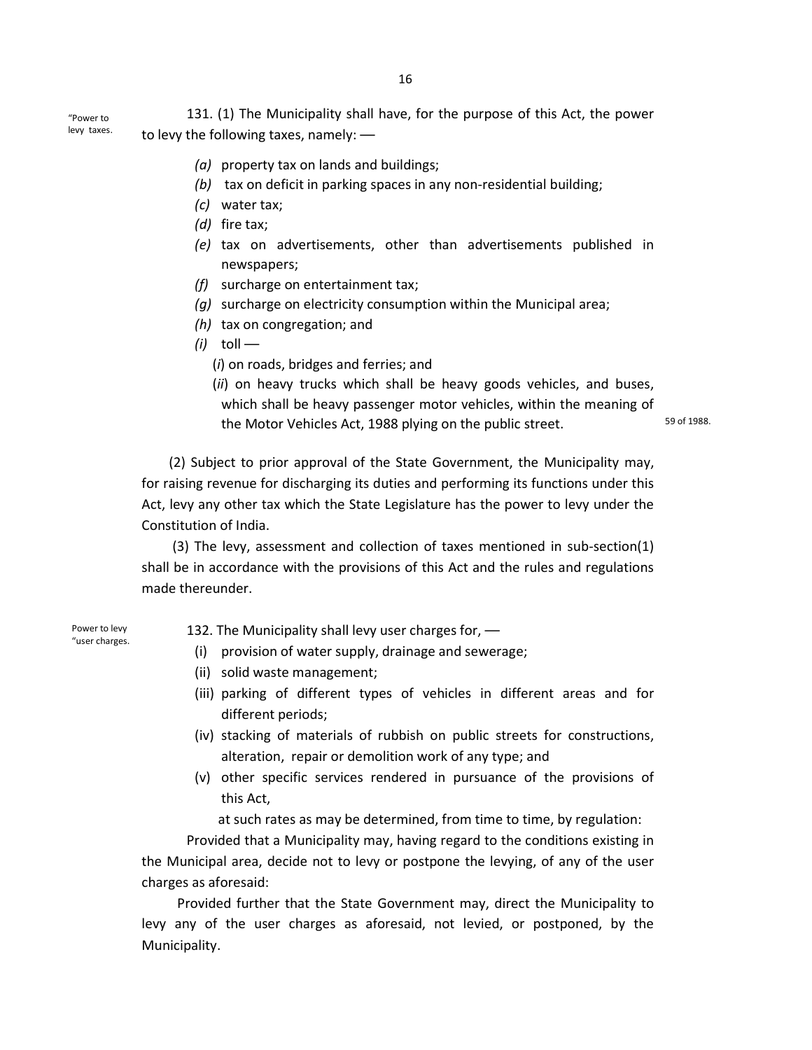"Power to levy taxes.

131. (1) The Municipality shall have, for the purpose of this Act, the power to levy the following taxes, namely: —

- *(a)* property tax on lands and buildings;
- *(b)* tax on deficit in parking spaces in any non-residential building;
- *(c)* water tax;
- *(d)* fire tax;
- *(e)* tax on advertisements, other than advertisements published in newspapers;
- *(f)* surcharge on entertainment tax;
- *(g)* surcharge on electricity consumption within the Municipal area;
- *(h)* tax on congregation; and
- *(i)* toll —
  - (*i*) on roads, bridges and ferries; and
  - (*ii*) on heavy trucks which shall be heavy goods vehicles, and buses, which shall be heavy passenger motor vehicles, within the meaning of the Motor Vehicles Act, 1988 plying on the public street.

59 of 1988.

(2) Subject to prior approval of the State Government, the Municipality may, for raising revenue for discharging its duties and performing its functions under this Act, levy any other tax which the State Legislature has the power to levy under the Constitution of India.

(3) The levy, assessment and collection of taxes mentioned in sub-section(1) shall be in accordance with the provisions of this Act and the rules and regulations made thereunder.

Power to levy "user charges.

132. The Municipality shall levy user charges for, —

- (i) provision of water supply, drainage and sewerage;
- (ii) solid waste management;
- (iii) parking of different types of vehicles in different areas and for different periods;
- (iv) stacking of materials of rubbish on public streets for constructions, alteration, repair or demolition work of any type; and
- (v) other specific services rendered in pursuance of the provisions of this Act,

at such rates as may be determined, from time to time, by regulation:

Provided that a Municipality may, having regard to the conditions existing in the Municipal area, decide not to levy or postpone the levying, of any of the user charges as aforesaid:

Provided further that the State Government may, direct the Municipality to levy any of the user charges as aforesaid, not levied, or postponed, by the Municipality.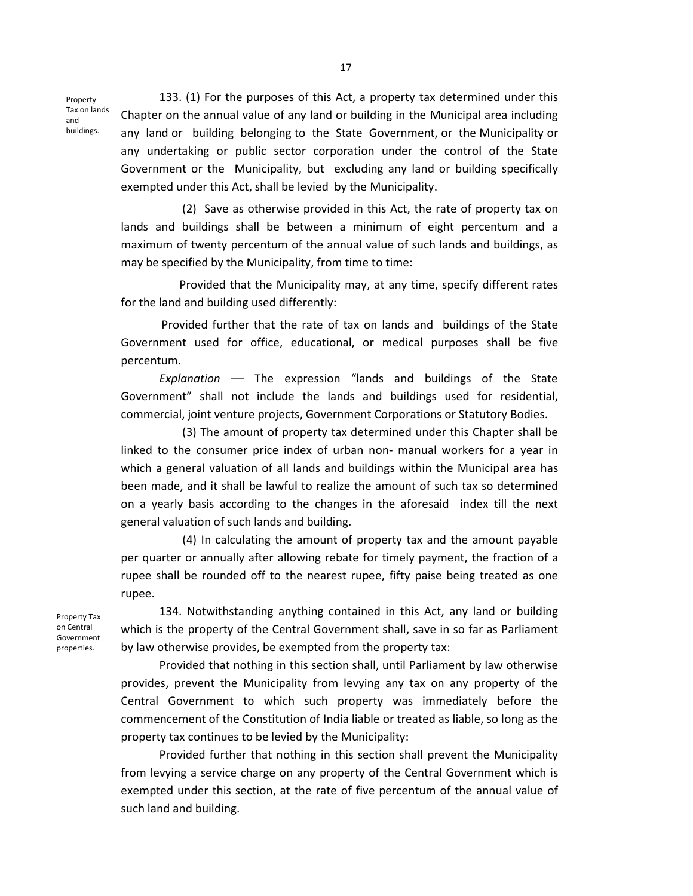Property Tax on lands and buildings.

133. (1) For the purposes of this Act, a property tax determined under this Chapter on the annual value of any land or building in the Municipal area including any land or building belonging to the State Government, or the Municipality or any undertaking or public sector corporation under the control of the State Government or the Municipality, but excluding any land or building specifically exempted under this Act, shall be levied by the Municipality.

(2) Save as otherwise provided in this Act, the rate of property tax on lands and buildings shall be between a minimum of eight percentum and a maximum of twenty percentum of the annual value of such lands and buildings, as may be specified by the Municipality, from time to time:

Provided that the Municipality may, at any time, specify different rates for the land and building used differently:

Provided further that the rate of tax on lands and buildings of the State Government used for office, educational, or medical purposes shall be five percentum.

*Explanation* — The expression "lands and buildings of the State Government" shall not include the lands and buildings used for residential, commercial, joint venture projects, Government Corporations or Statutory Bodies.

(3) The amount of property tax determined under this Chapter shall be linked to the consumer price index of urban non- manual workers for a year in which a general valuation of all lands and buildings within the Municipal area has been made, and it shall be lawful to realize the amount of such tax so determined on a yearly basis according to the changes in the aforesaid index till the next general valuation of such lands and building.

(4) In calculating the amount of property tax and the amount payable per quarter or annually after allowing rebate for timely payment, the fraction of a rupee shall be rounded off to the nearest rupee, fifty paise being treated as one rupee.

Property Tax on Central Government properties.

134. Notwithstanding anything contained in this Act, any land or building which is the property of the Central Government shall, save in so far as Parliament by law otherwise provides, be exempted from the property tax:

Provided that nothing in this section shall, until Parliament by law otherwise provides, prevent the Municipality from levying any tax on any property of the Central Government to which such property was immediately before the commencement of the Constitution of India liable or treated as liable, so long as the property tax continues to be levied by the Municipality:

Provided further that nothing in this section shall prevent the Municipality from levying a service charge on any property of the Central Government which is exempted under this section, at the rate of five percentum of the annual value of such land and building.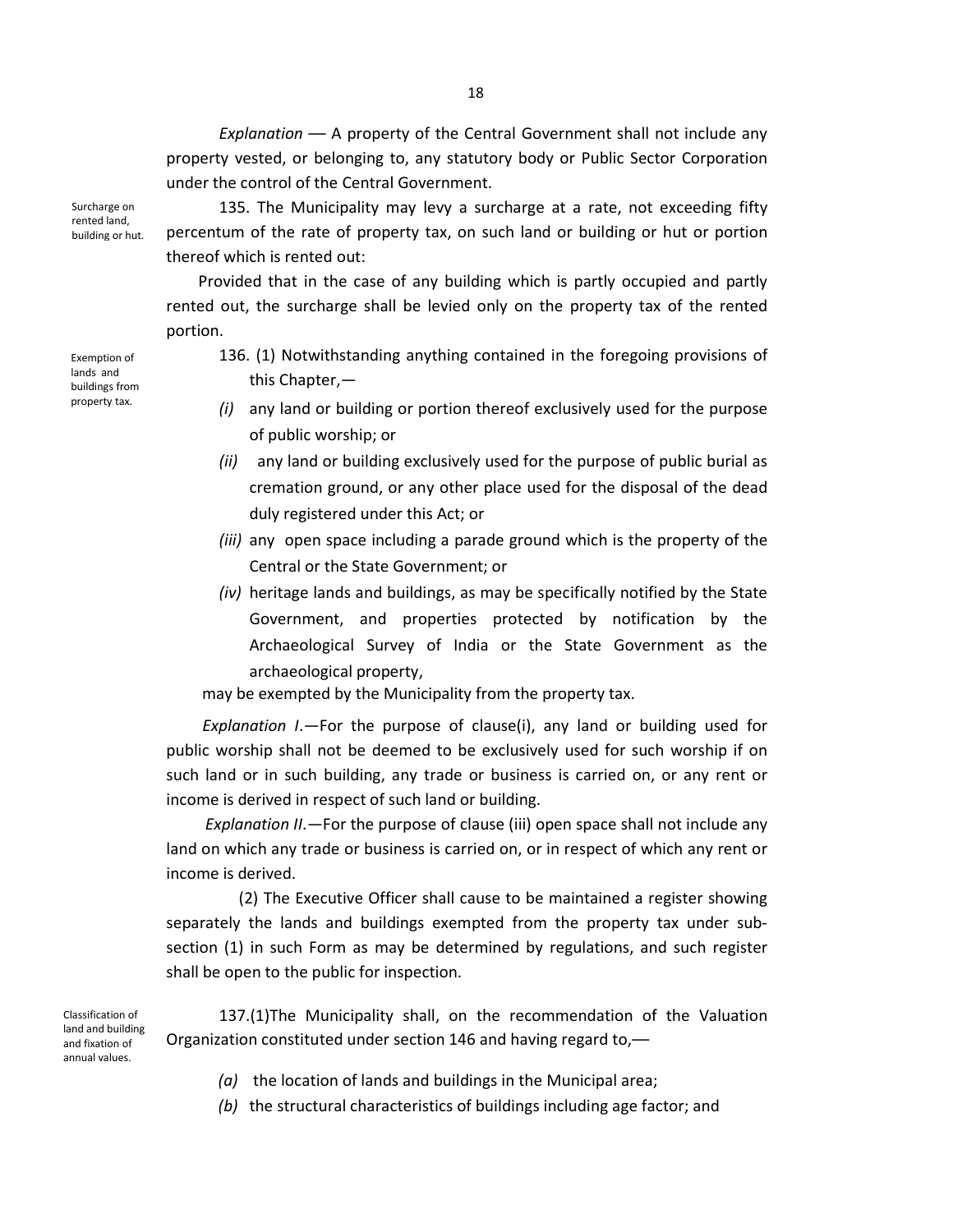*Explanation* — A property of the Central Government shall not include any property vested, or belonging to, any statutory body or Public Sector Corporation under the control of the Central Government.

Surcharge on rented land, building or hut.

135. The Municipality may levy a surcharge at a rate, not exceeding fifty percentum of the rate of property tax, on such land or building or hut or portion thereof which is rented out:

Provided that in the case of any building which is partly occupied and partly rented out, the surcharge shall be levied only on the property tax of the rented portion.

Exemption of lands and buildings from property tax.

136. (1) Notwithstanding anything contained in the foregoing provisions of this Chapter,—

*(i)* any land or building or portion thereof exclusively used for the purpose of public worship; or

*(ii)* any land or building exclusively used for the purpose of public burial as cremation ground, or any other place used for the disposal of the dead duly registered under this Act; or

*(iii)* any open space including a parade ground which is the property of the Central or the State Government; or

*(iv)* heritage lands and buildings, as may be specifically notified by the State Government, and properties protected by notification by the Archaeological Survey of India or the State Government as the archaeological property,

may be exempted by the Municipality from the property tax.

*Explanation I*.—For the purpose of clause(i), any land or building used for public worship shall not be deemed to be exclusively used for such worship if on such land or in such building, any trade or business is carried on, or any rent or income is derived in respect of such land or building.

*Explanation II*.—For the purpose of clause (iii) open space shall not include any land on which any trade or business is carried on, or in respect of which any rent or income is derived.

(2) The Executive Officer shall cause to be maintained a register showing separately the lands and buildings exempted from the property tax under sub-section (1) in such Form as may be determined by regulations, and such register shall be open to the public for inspection.

Classification of land and building and fixation of annual values.

137.(1)The Municipality shall, on the recommendation of the Valuation Organization constituted under section 146 and having regard to,—

*(a)* the location of lands and buildings in the Municipal area;

*(b)* the structural characteristics of buildings including age factor; and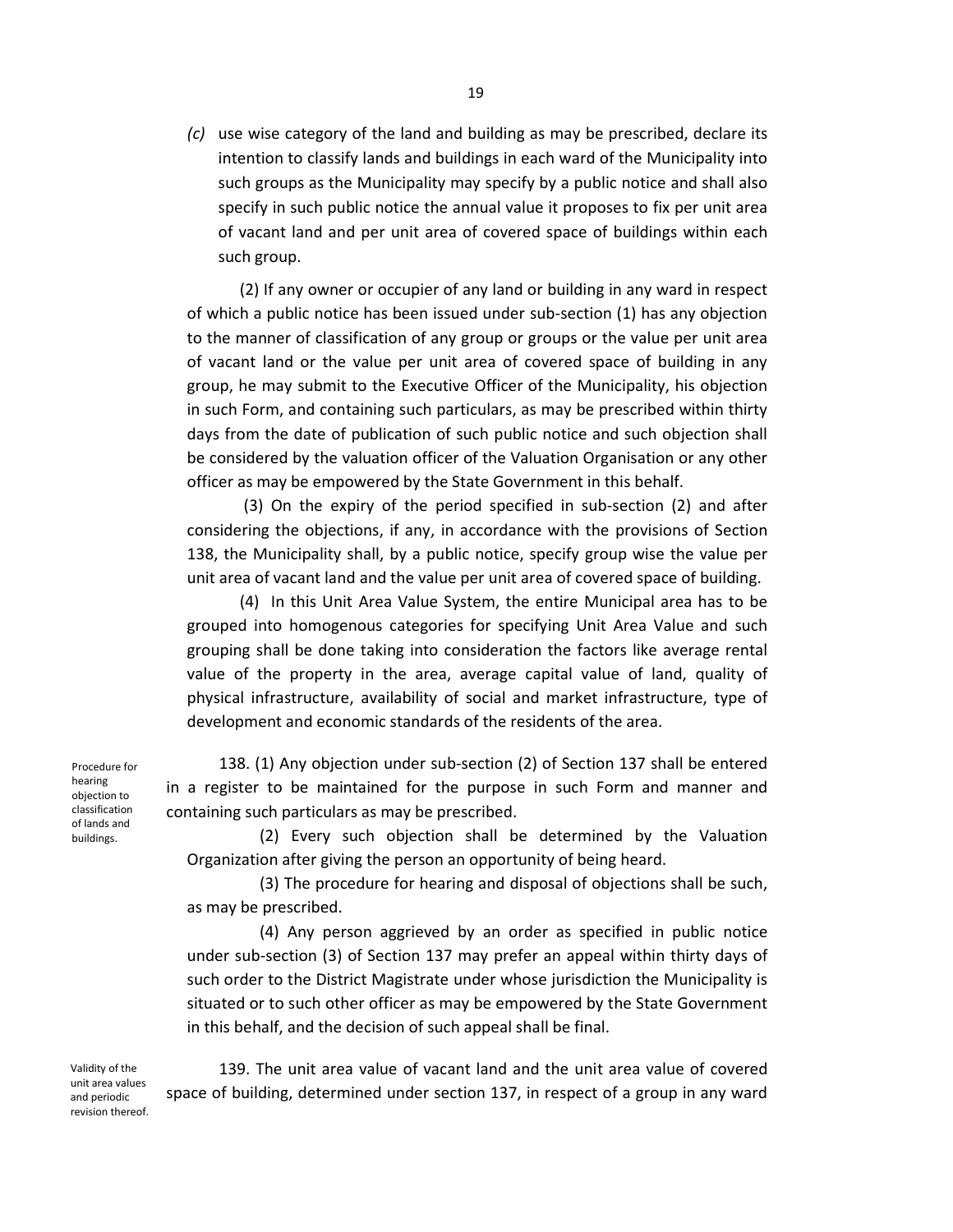*(c)* use wise category of the land and building as may be prescribed, declare its intention to classify lands and buildings in each ward of the Municipality into such groups as the Municipality may specify by a public notice and shall also specify in such public notice the annual value it proposes to fix per unit area of vacant land and per unit area of covered space of buildings within each such group.

(2) If any owner or occupier of any land or building in any ward in respect of which a public notice has been issued under sub-section (1) has any objection to the manner of classification of any group or groups or the value per unit area of vacant land or the value per unit area of covered space of building in any group, he may submit to the Executive Officer of the Municipality, his objection in such Form, and containing such particulars, as may be prescribed within thirty days from the date of publication of such public notice and such objection shall be considered by the valuation officer of the Valuation Organisation or any other officer as may be empowered by the State Government in this behalf.

(3) On the expiry of the period specified in sub-section (2) and after considering the objections, if any, in accordance with the provisions of Section 138, the Municipality shall, by a public notice, specify group wise the value per unit area of vacant land and the value per unit area of covered space of building.

(4) In this Unit Area Value System, the entire Municipal area has to be grouped into homogenous categories for specifying Unit Area Value and such grouping shall be done taking into consideration the factors like average rental value of the property in the area, average capital value of land, quality of physical infrastructure, availability of social and market infrastructure, type of development and economic standards of the residents of the area.

*Procedure for hearing objection to classification of lands and buildings.*

138. (1) Any objection under sub-section (2) of Section 137 shall be entered in a register to be maintained for the purpose in such Form and manner and containing such particulars as may be prescribed.

(2) Every such objection shall be determined by the Valuation Organization after giving the person an opportunity of being heard.

(3) The procedure for hearing and disposal of objections shall be such, as may be prescribed.

(4) Any person aggrieved by an order as specified in public notice under sub-section (3) of Section 137 may prefer an appeal within thirty days of such order to the District Magistrate under whose jurisdiction the Municipality is situated or to such other officer as may be empowered by the State Government in this behalf, and the decision of such appeal shall be final.

*Validity of the unit area values and periodic revision thereof.*

139. The unit area value of vacant land and the unit area value of covered space of building, determined under section 137, in respect of a group in any ward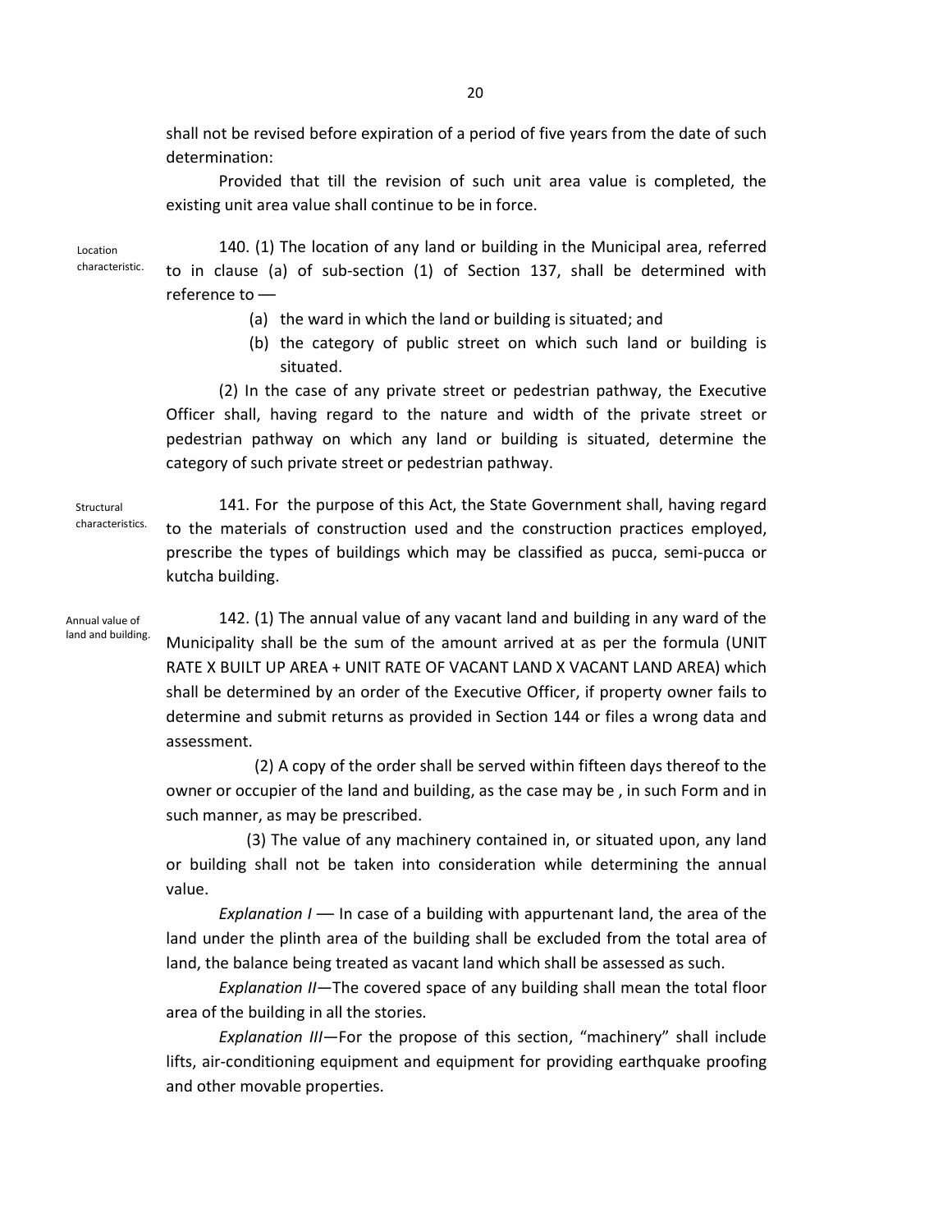shall not be revised before expiration of a period of five years from the date of such determination:

Provided that till the revision of such unit area value is completed, the existing unit area value shall continue to be in force.

Location characteristic.

140. (1) The location of any land or building in the Municipal area, referred to in clause (a) of sub-section (1) of Section 137, shall be determined with reference to —

(a) the ward in which the land or building is situated; and

(b) the category of public street on which such land or building is situated.

(2) In the case of any private street or pedestrian pathway, the Executive Officer shall, having regard to the nature and width of the private street or pedestrian pathway on which any land or building is situated, determine the category of such private street or pedestrian pathway.

Structural characteristics.

141. For the purpose of this Act, the State Government shall, having regard to the materials of construction used and the construction practices employed, prescribe the types of buildings which may be classified as pucca, semi-pucca or kutcha building.

Annual value of land and building.

142. (1) The annual value of any vacant land and building in any ward of the Municipality shall be the sum of the amount arrived at as per the formula (UNIT RATE X BUILT UP AREA + UNIT RATE OF VACANT LAND X VACANT LAND AREA) which shall be determined by an order of the Executive Officer, if property owner fails to determine and submit returns as provided in Section 144 or files a wrong data and assessment.

(2) A copy of the order shall be served within fifteen days thereof to the owner or occupier of the land and building, as the case may be , in such Form and in such manner, as may be prescribed.

(3) The value of any machinery contained in, or situated upon, any land or building shall not be taken into consideration while determining the annual value.

*Explanation I* — In case of a building with appurtenant land, the area of the land under the plinth area of the building shall be excluded from the total area of land, the balance being treated as vacant land which shall be assessed as such.

*Explanation II*—The covered space of any building shall mean the total floor area of the building in all the stories.

*Explanation III*—For the propose of this section, "machinery" shall include lifts, air-conditioning equipment and equipment for providing earthquake proofing and other movable properties.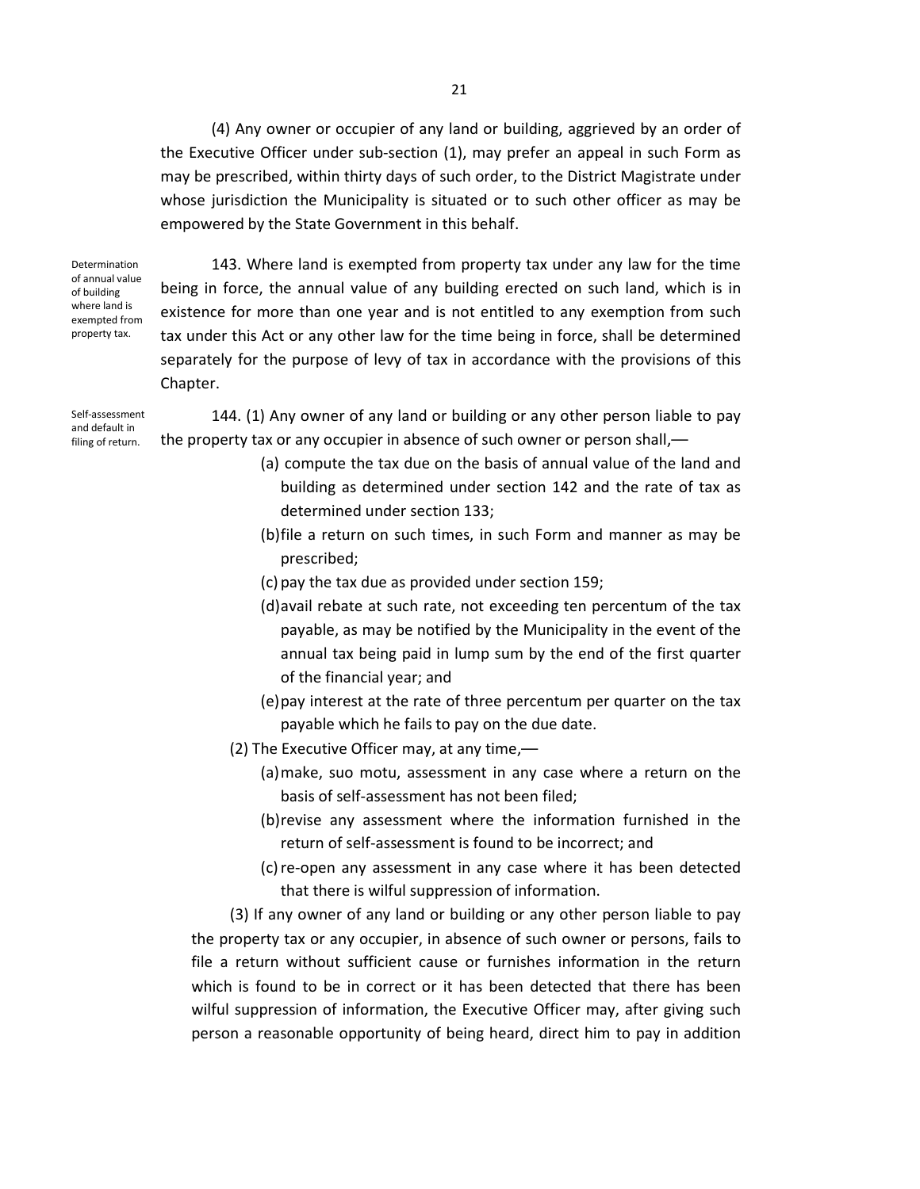(4) Any owner or occupier of any land or building, aggrieved by an order of the Executive Officer under sub-section (1), may prefer an appeal in such Form as may be prescribed, within thirty days of such order, to the District Magistrate under whose jurisdiction the Municipality is situated or to such other officer as may be empowered by the State Government in this behalf.

*Determination of annual value of building where land is exempted from property tax.*

143. Where land is exempted from property tax under any law for the time being in force, the annual value of any building erected on such land, which is in existence for more than one year and is not entitled to any exemption from such tax under this Act or any other law for the time being in force, shall be determined separately for the purpose of levy of tax in accordance with the provisions of this Chapter.

*Self-assessment and default in filing of return.*

144. (1) Any owner of any land or building or any other person liable to pay the property tax or any occupier in absence of such owner or person shall,—

(a) compute the tax due on the basis of annual value of the land and building as determined under section 142 and the rate of tax as determined under section 133;

(b) file a return on such times, in such Form and manner as may be prescribed;

(c) pay the tax due as provided under section 159;

(d) avail rebate at such rate, not exceeding ten percentum of the tax payable, as may be notified by the Municipality in the event of the annual tax being paid in lump sum by the end of the first quarter of the financial year; and

(e) pay interest at the rate of three percentum per quarter on the tax payable which he fails to pay on the due date.

(2) The Executive Officer may, at any time,—

(a) make, suo motu, assessment in any case where a return on the basis of self-assessment has not been filed;

(b) revise any assessment where the information furnished in the return of self-assessment is found to be incorrect; and

(c) re-open any assessment in any case where it has been detected that there is wilful suppression of information.

(3) If any owner of any land or building or any other person liable to pay the property tax or any occupier, in absence of such owner or persons, fails to file a return without sufficient cause or furnishes information in the return which is found to be in correct or it has been detected that there has been wilful suppression of information, the Executive Officer may, after giving such person a reasonable opportunity of being heard, direct him to pay in addition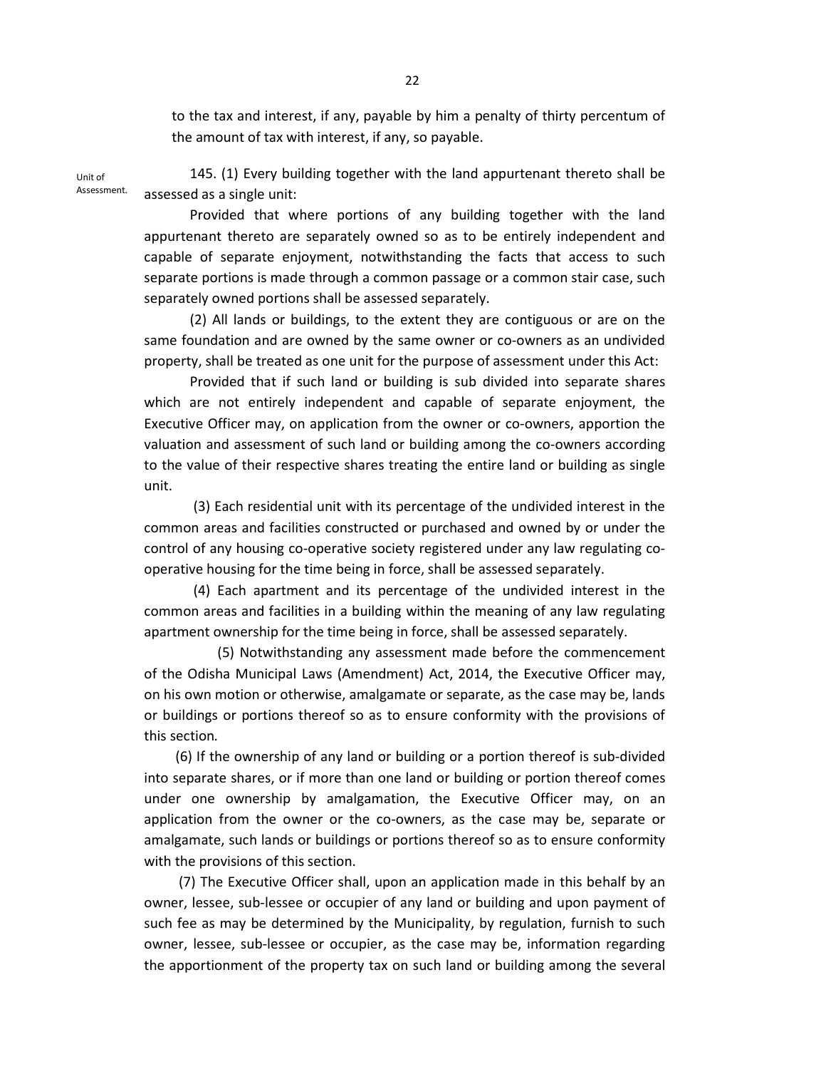to the tax and interest, if any, payable by him a penalty of thirty percentum of the amount of tax with interest, if any, so payable.

Unit of Assessment.

145. (1) Every building together with the land appurtenant thereto shall be assessed as a single unit:

Provided that where portions of any building together with the land appurtenant thereto are separately owned so as to be entirely independent and capable of separate enjoyment, notwithstanding the facts that access to such separate portions is made through a common passage or a common stair case, such separately owned portions shall be assessed separately.

(2) All lands or buildings, to the extent they are contiguous or are on the same foundation and are owned by the same owner or co-owners as an undivided property, shall be treated as one unit for the purpose of assessment under this Act:

Provided that if such land or building is sub divided into separate shares which are not entirely independent and capable of separate enjoyment, the Executive Officer may, on application from the owner or co-owners, apportion the valuation and assessment of such land or building among the co-owners according to the value of their respective shares treating the entire land or building as single unit.

(3) Each residential unit with its percentage of the undivided interest in the common areas and facilities constructed or purchased and owned by or under the control of any housing co-operative society registered under any law regulating co-operative housing for the time being in force, shall be assessed separately.

(4) Each apartment and its percentage of the undivided interest in the common areas and facilities in a building within the meaning of any law regulating apartment ownership for the time being in force, shall be assessed separately.

(5) Notwithstanding any assessment made before the commencement of the Odisha Municipal Laws (Amendment) Act, 2014, the Executive Officer may, on his own motion or otherwise, amalgamate or separate, as the case may be, lands or buildings or portions thereof so as to ensure conformity with the provisions of this section.

(6) If the ownership of any land or building or a portion thereof is sub-divided into separate shares, or if more than one land or building or portion thereof comes under one ownership by amalgamation, the Executive Officer may, on an application from the owner or the co-owners, as the case may be, separate or amalgamate, such lands or buildings or portions thereof so as to ensure conformity with the provisions of this section.

(7) The Executive Officer shall, upon an application made in this behalf by an owner, lessee, sub-lessee or occupier of any land or building and upon payment of such fee as may be determined by the Municipality, by regulation, furnish to such owner, lessee, sub-lessee or occupier, as the case may be, information regarding the apportionment of the property tax on such land or building among the several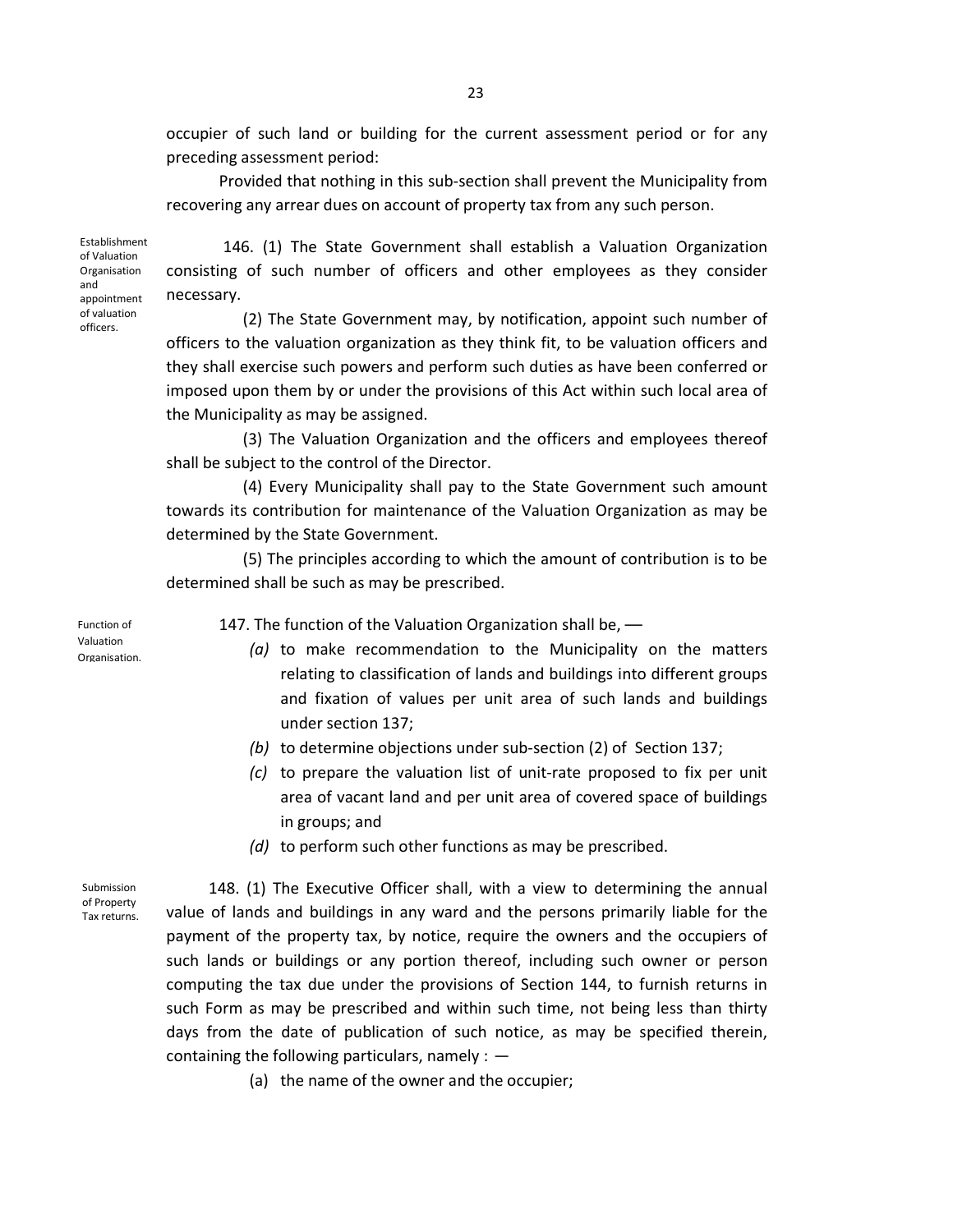occupier of such land or building for the current assessment period or for any preceding assessment period:

Provided that nothing in this sub-section shall prevent the Municipality from recovering any arrear dues on account of property tax from any such person.

Establishment of Valuation Organisation and appointment of valuation officers.

146. (1) The State Government shall establish a Valuation Organization consisting of such number of officers and other employees as they consider necessary.

(2) The State Government may, by notification, appoint such number of officers to the valuation organization as they think fit, to be valuation officers and they shall exercise such powers and perform such duties as have been conferred or imposed upon them by or under the provisions of this Act within such local area of the Municipality as may be assigned.

(3) The Valuation Organization and the officers and employees thereof shall be subject to the control of the Director.

(4) Every Municipality shall pay to the State Government such amount towards its contribution for maintenance of the Valuation Organization as may be determined by the State Government.

(5) The principles according to which the amount of contribution is to be determined shall be such as may be prescribed.

Function of Valuation Organisation.

147. The function of the Valuation Organization shall be, —

*(a)* to make recommendation to the Municipality on the matters relating to classification of lands and buildings into different groups and fixation of values per unit area of such lands and buildings under section 137;

*(b)* to determine objections under sub-section (2) of Section 137;

*(c)* to prepare the valuation list of unit-rate proposed to fix per unit area of vacant land and per unit area of covered space of buildings in groups; and

*(d)* to perform such other functions as may be prescribed.

Submission of Property Tax returns.

148. (1) The Executive Officer shall, with a view to determining the annual value of lands and buildings in any ward and the persons primarily liable for the payment of the property tax, by notice, require the owners and the occupiers of such lands or buildings or any portion thereof, including such owner or person computing the tax due under the provisions of Section 144, to furnish returns in such Form as may be prescribed and within such time, not being less than thirty days from the date of publication of such notice, as may be specified therein, containing the following particulars, namely : —

(a) the name of the owner and the occupier;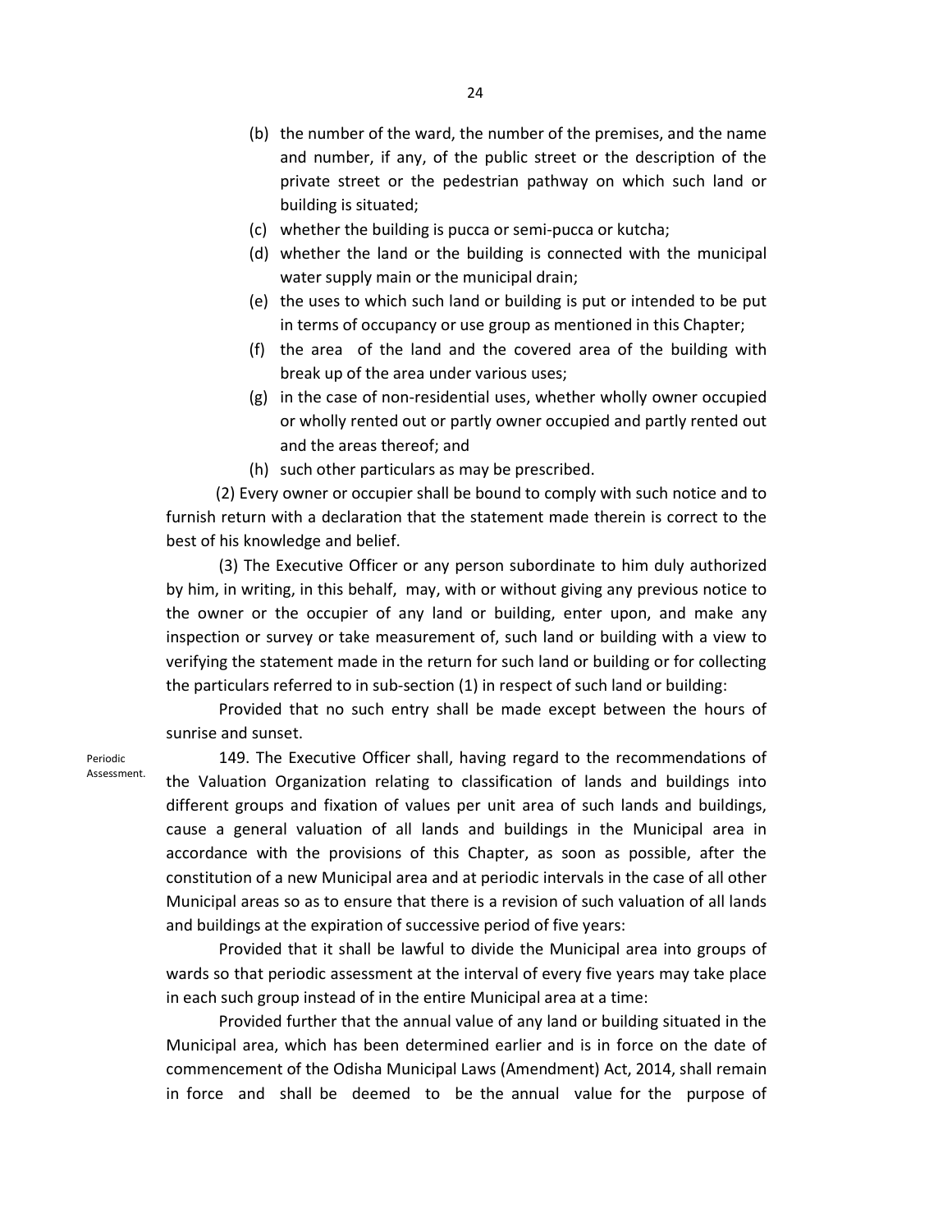(b) the number of the ward, the number of the premises, and the name and number, if any, of the public street or the description of the private street or the pedestrian pathway on which such land or building is situated;

(c) whether the building is pucca or semi-pucca or kutcha;

(d) whether the land or the building is connected with the municipal water supply main or the municipal drain;

(e) the uses to which such land or building is put or intended to be put in terms of occupancy or use group as mentioned in this Chapter;

(f) the area of the land and the covered area of the building with break up of the area under various uses;

(g) in the case of non-residential uses, whether wholly owner occupied or wholly rented out or partly owner occupied and partly rented out and the areas thereof; and

(h) such other particulars as may be prescribed.

(2) Every owner or occupier shall be bound to comply with such notice and to furnish return with a declaration that the statement made therein is correct to the best of his knowledge and belief.

(3) The Executive Officer or any person subordinate to him duly authorized by him, in writing, in this behalf, may, with or without giving any previous notice to the owner or the occupier of any land or building, enter upon, and make any inspection or survey or take measurement of, such land or building with a view to verifying the statement made in the return for such land or building or for collecting the particulars referred to in sub-section (1) in respect of such land or building:

Provided that no such entry shall be made except between the hours of sunrise and sunset.

Periodic Assessment.

149. The Executive Officer shall, having regard to the recommendations of the Valuation Organization relating to classification of lands and buildings into different groups and fixation of values per unit area of such lands and buildings, cause a general valuation of all lands and buildings in the Municipal area in accordance with the provisions of this Chapter, as soon as possible, after the constitution of a new Municipal area and at periodic intervals in the case of all other Municipal areas so as to ensure that there is a revision of such valuation of all lands and buildings at the expiration of successive period of five years:

Provided that it shall be lawful to divide the Municipal area into groups of wards so that periodic assessment at the interval of every five years may take place in each such group instead of in the entire Municipal area at a time:

Provided further that the annual value of any land or building situated in the Municipal area, which has been determined earlier and is in force on the date of commencement of the Odisha Municipal Laws (Amendment) Act, 2014, shall remain in force and shall be deemed to be the annual value for the purpose of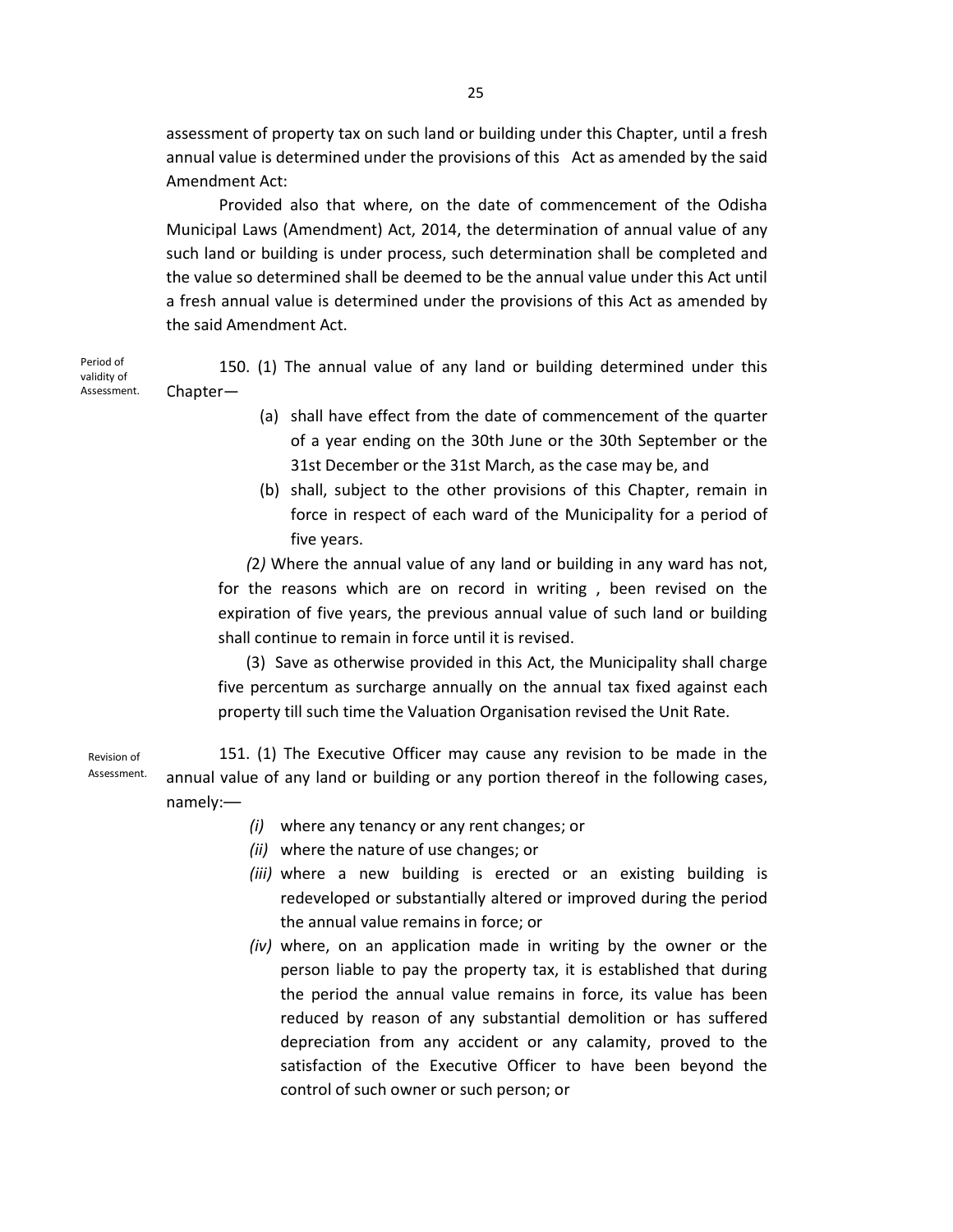assessment of property tax on such land or building under this Chapter, until a fresh annual value is determined under the provisions of this Act as amended by the said Amendment Act:

Provided also that where, on the date of commencement of the Odisha Municipal Laws (Amendment) Act, 2014, the determination of annual value of any such land or building is under process, such determination shall be completed and the value so determined shall be deemed to be the annual value under this Act until a fresh annual value is determined under the provisions of this Act as amended by the said Amendment Act.

Period of validity of Assessment.

150. (1) The annual value of any land or building determined under this Chapter—

(a) shall have effect from the date of commencement of the quarter of a year ending on the 30th June or the 30th September or the 31st December or the 31st March, as the case may be, and

(b) shall, subject to the other provisions of this Chapter, remain in force in respect of each ward of the Municipality for a period of five years.

*(*2*)* Where the annual value of any land or building in any ward has not, for the reasons which are on record in writing , been revised on the expiration of five years, the previous annual value of such land or building shall continue to remain in force until it is revised.

(3) Save as otherwise provided in this Act, the Municipality shall charge five percentum as surcharge annually on the annual tax fixed against each property till such time the Valuation Organisation revised the Unit Rate.

Revision of Assessment.

151. (1) The Executive Officer may cause any revision to be made in the annual value of any land or building or any portion thereof in the following cases, namely:—

*(i)* where any tenancy or any rent changes; or

*(ii)* where the nature of use changes; or

*(iii)* where a new building is erected or an existing building is redeveloped or substantially altered or improved during the period the annual value remains in force; or

*(iv)* where, on an application made in writing by the owner or the person liable to pay the property tax, it is established that during the period the annual value remains in force, its value has been reduced by reason of any substantial demolition or has suffered depreciation from any accident or any calamity, proved to the satisfaction of the Executive Officer to have been beyond the control of such owner or such person; or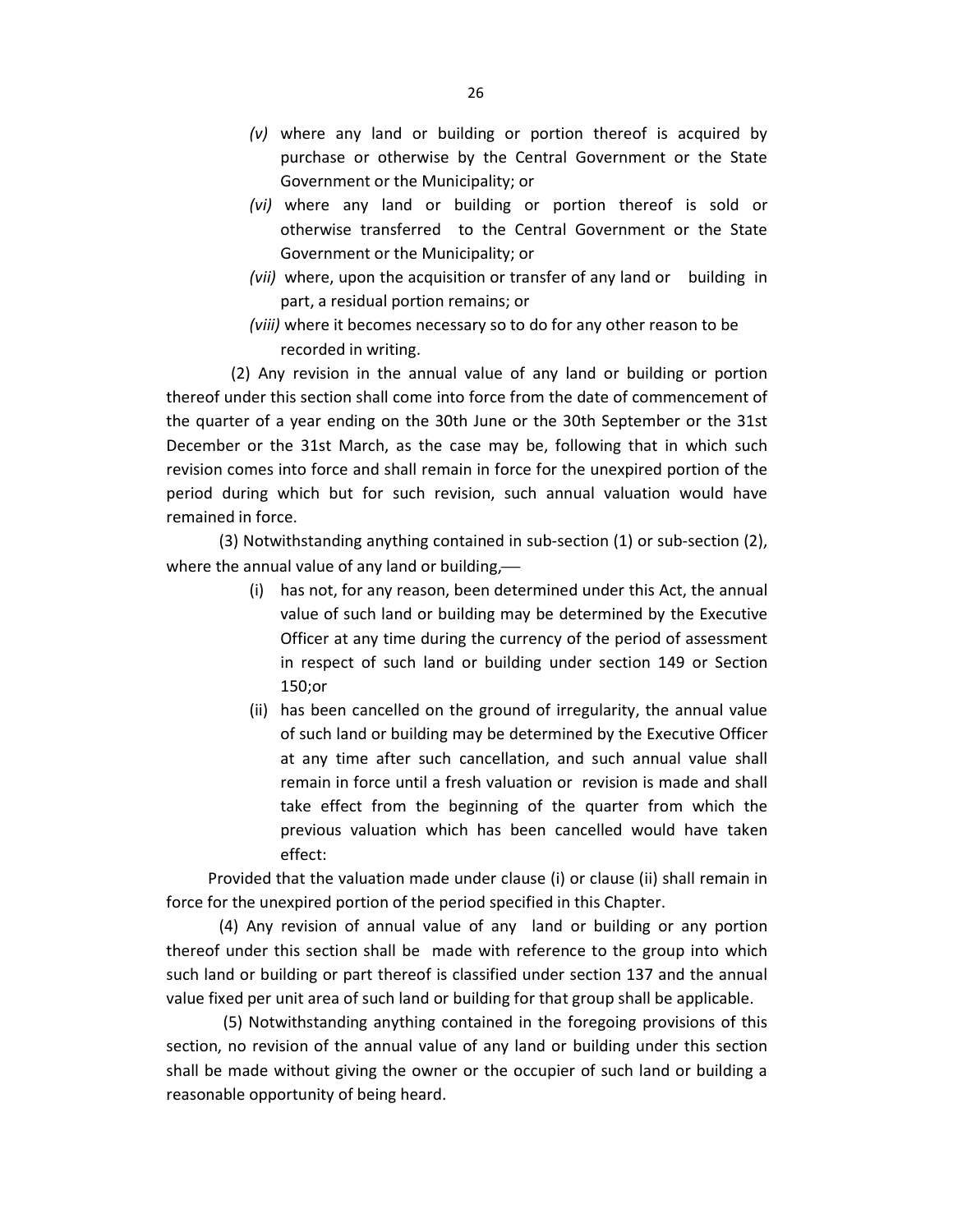*(v)* where any land or building or portion thereof is acquired by purchase or otherwise by the Central Government or the State Government or the Municipality; or

*(vi)* where any land or building or portion thereof is sold or otherwise transferred to the Central Government or the State Government or the Municipality; or

*(vii)* where, upon the acquisition or transfer of any land or building in part, a residual portion remains; or

*(viii)* where it becomes necessary so to do for any other reason to be recorded in writing.

(2) Any revision in the annual value of any land or building or portion thereof under this section shall come into force from the date of commencement of the quarter of a year ending on the 30th June or the 30th September or the 31st December or the 31st March, as the case may be, following that in which such revision comes into force and shall remain in force for the unexpired portion of the period during which but for such revision, such annual valuation would have remained in force.

(3) Notwithstanding anything contained in sub-section (1) or sub-section (2), where the annual value of any land or building,—

(i) has not, for any reason, been determined under this Act, the annual value of such land or building may be determined by the Executive Officer at any time during the currency of the period of assessment in respect of such land or building under section 149 or Section 150;or

(ii) has been cancelled on the ground of irregularity, the annual value of such land or building may be determined by the Executive Officer at any time after such cancellation, and such annual value shall remain in force until a fresh valuation or revision is made and shall take effect from the beginning of the quarter from which the previous valuation which has been cancelled would have taken effect:

Provided that the valuation made under clause (i) or clause (ii) shall remain in force for the unexpired portion of the period specified in this Chapter.

(4) Any revision of annual value of any land or building or any portion thereof under this section shall be made with reference to the group into which such land or building or part thereof is classified under section 137 and the annual value fixed per unit area of such land or building for that group shall be applicable.

(5) Notwithstanding anything contained in the foregoing provisions of this section, no revision of the annual value of any land or building under this section shall be made without giving the owner or the occupier of such land or building a reasonable opportunity of being heard.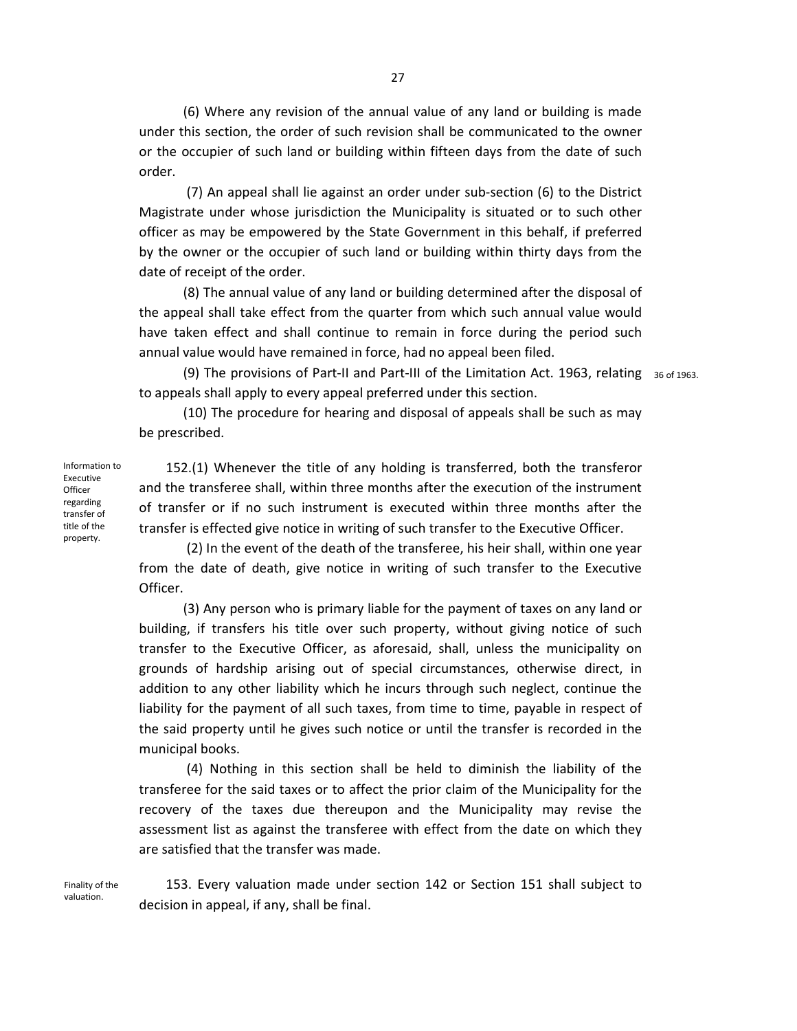(6) Where any revision of the annual value of any land or building is made under this section, the order of such revision shall be communicated to the owner or the occupier of such land or building within fifteen days from the date of such order.

(7) An appeal shall lie against an order under sub-section (6) to the District Magistrate under whose jurisdiction the Municipality is situated or to such other officer as may be empowered by the State Government in this behalf, if preferred by the owner or the occupier of such land or building within thirty days from the date of receipt of the order.

(8) The annual value of any land or building determined after the disposal of the appeal shall take effect from the quarter from which such annual value would have taken effect and shall continue to remain in force during the period such annual value would have remained in force, had no appeal been filed.

(9) The provisions of Part-II and Part-III of the Limitation Act. 1963, relating to appeals shall apply to every appeal preferred under this section. *36 of 1963.*

(10) The procedure for hearing and disposal of appeals shall be such as may be prescribed.

*Information to Executive Officer regarding transfer of title of the property.*

152.(1) Whenever the title of any holding is transferred, both the transferor and the transferee shall, within three months after the execution of the instrument of transfer or if no such instrument is executed within three months after the transfer is effected give notice in writing of such transfer to the Executive Officer.

(2) In the event of the death of the transferee, his heir shall, within one year from the date of death, give notice in writing of such transfer to the Executive Officer.

(3) Any person who is primary liable for the payment of taxes on any land or building, if transfers his title over such property, without giving notice of such transfer to the Executive Officer, as aforesaid, shall, unless the municipality on grounds of hardship arising out of special circumstances, otherwise direct, in addition to any other liability which he incurs through such neglect, continue the liability for the payment of all such taxes, from time to time, payable in respect of the said property until he gives such notice or until the transfer is recorded in the municipal books.

(4) Nothing in this section shall be held to diminish the liability of the transferee for the said taxes or to affect the prior claim of the Municipality for the recovery of the taxes due thereupon and the Municipality may revise the assessment list as against the transferee with effect from the date on which they are satisfied that the transfer was made.

*Finality of the valuation.*

153. Every valuation made under section 142 or Section 151 shall subject to decision in appeal, if any, shall be final.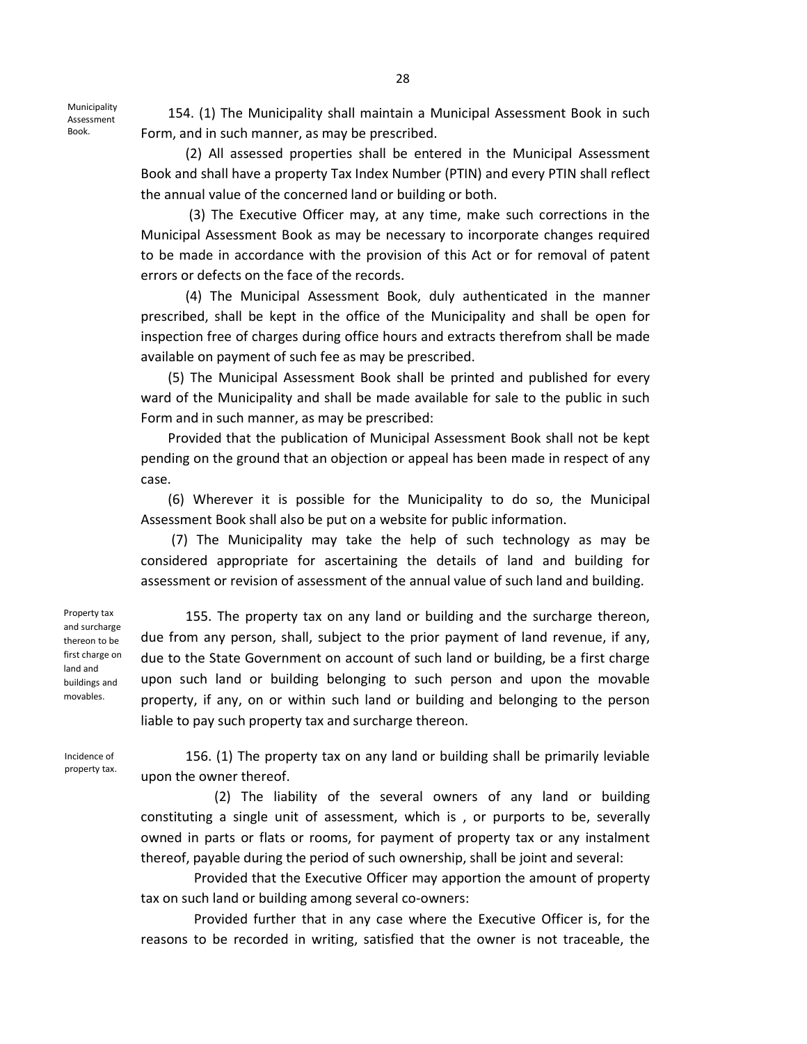**Municipality Assessment Book.**

154. (1) The Municipality shall maintain a Municipal Assessment Book in such Form, and in such manner, as may be prescribed.

(2) All assessed properties shall be entered in the Municipal Assessment Book and shall have a property Tax Index Number (PTIN) and every PTIN shall reflect the annual value of the concerned land or building or both.

(3) The Executive Officer may, at any time, make such corrections in the Municipal Assessment Book as may be necessary to incorporate changes required to be made in accordance with the provision of this Act or for removal of patent errors or defects on the face of the records.

(4) The Municipal Assessment Book, duly authenticated in the manner prescribed, shall be kept in the office of the Municipality and shall be open for inspection free of charges during office hours and extracts therefrom shall be made available on payment of such fee as may be prescribed.

(5) The Municipal Assessment Book shall be printed and published for every ward of the Municipality and shall be made available for sale to the public in such Form and in such manner, as may be prescribed:

Provided that the publication of Municipal Assessment Book shall not be kept pending on the ground that an objection or appeal has been made in respect of any case.

(6) Wherever it is possible for the Municipality to do so, the Municipal Assessment Book shall also be put on a website for public information.

(7) The Municipality may take the help of such technology as may be considered appropriate for ascertaining the details of land and building for assessment or revision of assessment of the annual value of such land and building.

**Property tax and surcharge thereon to be first charge on land and buildings and movables.**

155. The property tax on any land or building and the surcharge thereon, due from any person, shall, subject to the prior payment of land revenue, if any, due to the State Government on account of such land or building, be a first charge upon such land or building belonging to such person and upon the movable property, if any, on or within such land or building and belonging to the person liable to pay such property tax and surcharge thereon.

**Incidence of property tax.**

156. (1) The property tax on any land or building shall be primarily leviable upon the owner thereof.

(2) The liability of the several owners of any land or building constituting a single unit of assessment, which is , or purports to be, severally owned in parts or flats or rooms, for payment of property tax or any instalment thereof, payable during the period of such ownership, shall be joint and several:

Provided that the Executive Officer may apportion the amount of property tax on such land or building among several co-owners:

Provided further that in any case where the Executive Officer is, for the reasons to be recorded in writing, satisfied that the owner is not traceable, the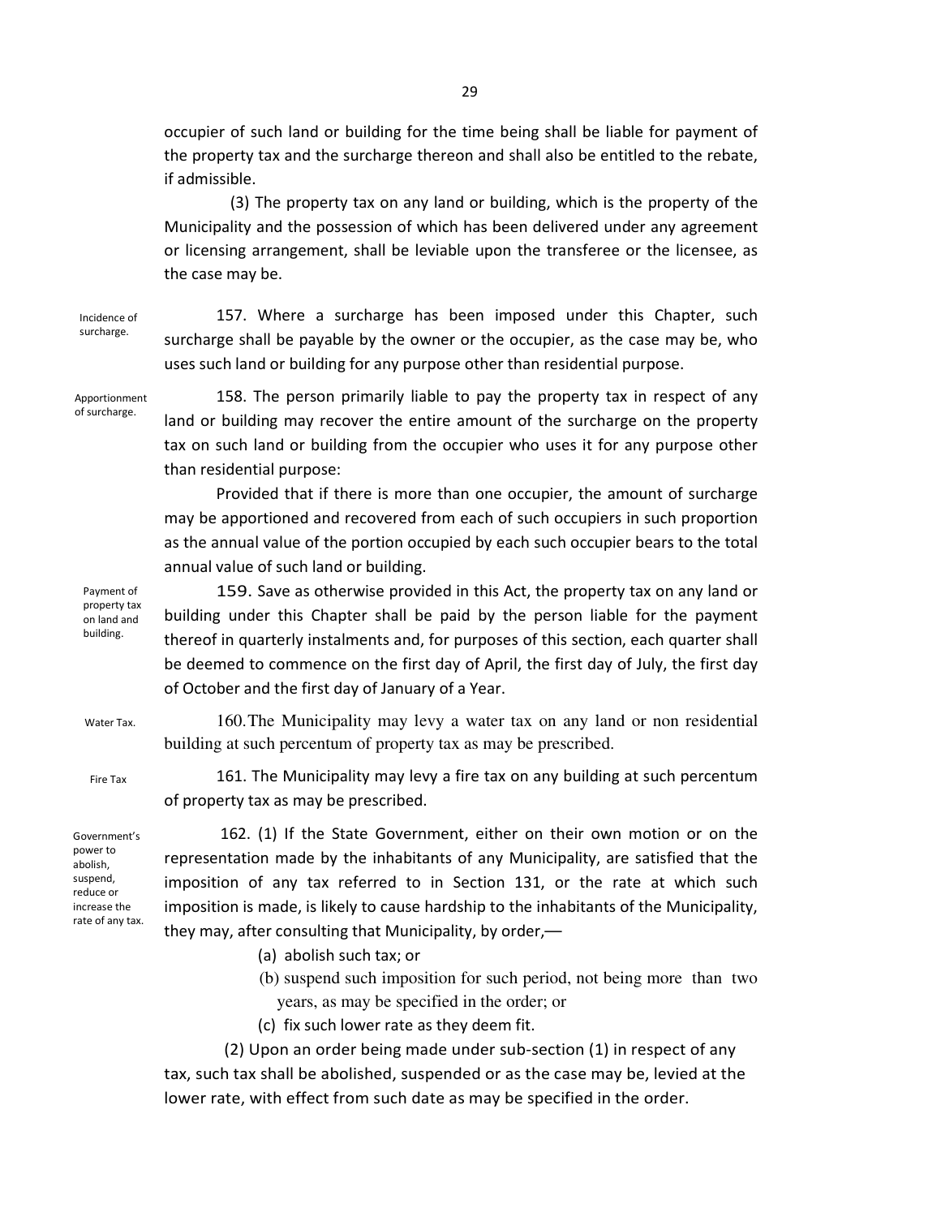occupier of such land or building for the time being shall be liable for payment of the property tax and the surcharge thereon and shall also be entitled to the rebate, if admissible.

(3) The property tax on any land or building, which is the property of the Municipality and the possession of which has been delivered under any agreement or licensing arrangement, shall be leviable upon the transferee or the licensee, as the case may be.

*Incidence of surcharge.*

157. Where a surcharge has been imposed under this Chapter, such surcharge shall be payable by the owner or the occupier, as the case may be, who uses such land or building for any purpose other than residential purpose.

*Apportionment of surcharge.*

158. The person primarily liable to pay the property tax in respect of any land or building may recover the entire amount of the surcharge on the property tax on such land or building from the occupier who uses it for any purpose other than residential purpose:

Provided that if there is more than one occupier, the amount of surcharge may be apportioned and recovered from each of such occupiers in such proportion as the annual value of the portion occupied by each such occupier bears to the total annual value of such land or building.

*Payment of property tax on land and building.*

159. Save as otherwise provided in this Act, the property tax on any land or building under this Chapter shall be paid by the person liable for the payment thereof in quarterly instalments and, for purposes of this section, each quarter shall be deemed to commence on the first day of April, the first day of July, the first day of October and the first day of January of a Year.

*Water Tax.*

160. The Municipality may levy a water tax on any land or non residential building at such percentum of property tax as may be prescribed.

*Fire Tax*

161. The Municipality may levy a fire tax on any building at such percentum of property tax as may be prescribed.

*Government's power to abolish, suspend, reduce or increase the rate of any tax.*

162. (1) If the State Government, either on their own motion or on the representation made by the inhabitants of any Municipality, are satisfied that the imposition of any tax referred to in Section 131, or the rate at which such imposition is made, is likely to cause hardship to the inhabitants of the Municipality, they may, after consulting that Municipality, by order,—

(a) abolish such tax; or

(b) suspend such imposition for such period, not being more than two years, as may be specified in the order; or

(c) fix such lower rate as they deem fit.

(2) Upon an order being made under sub-section (1) in respect of any tax, such tax shall be abolished, suspended or as the case may be, levied at the lower rate, with effect from such date as may be specified in the order.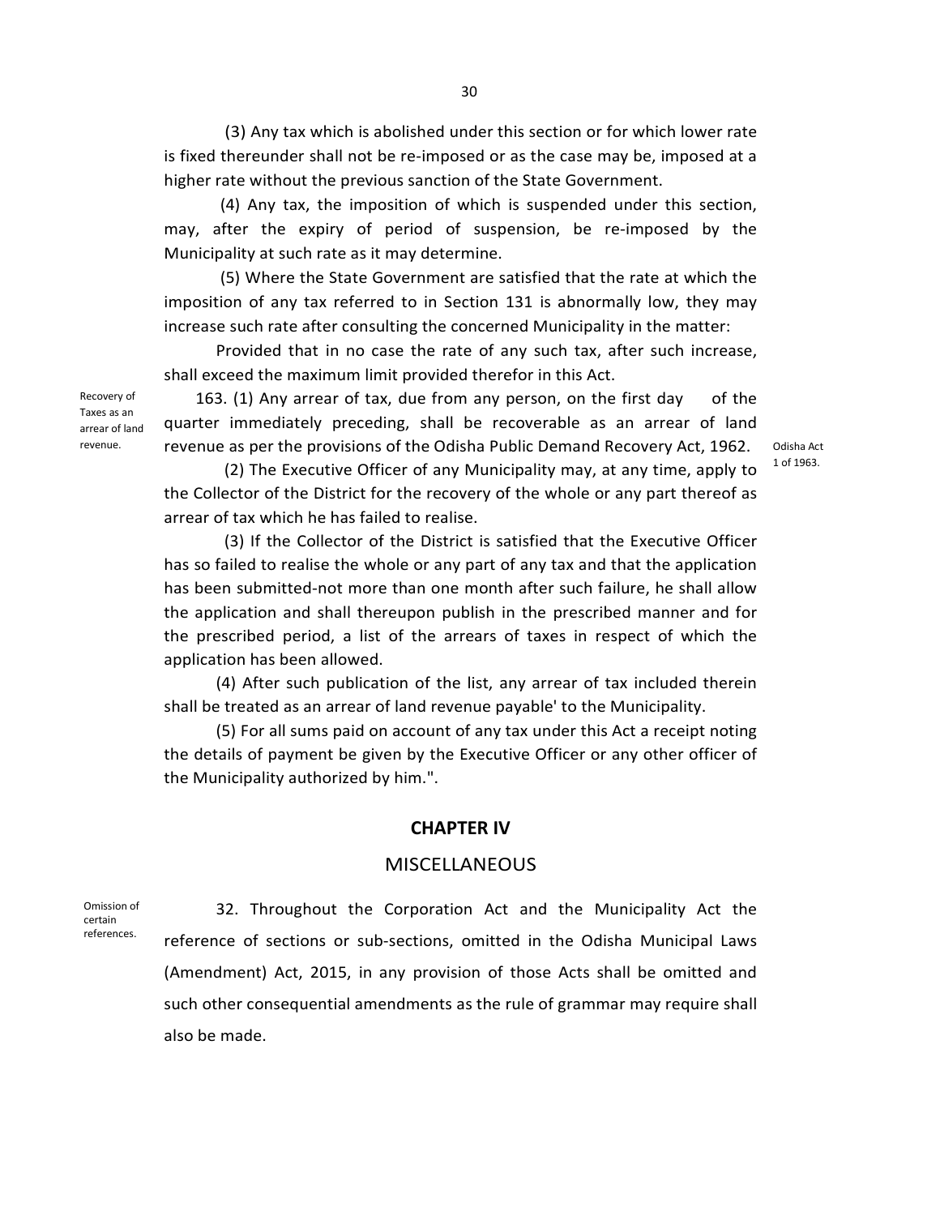(3) Any tax which is abolished under this section or for which lower rate is fixed thereunder shall not be re-imposed or as the case may be, imposed at a higher rate without the previous sanction of the State Government.

(4) Any tax, the imposition of which is suspended under this section, may, after the expiry of period of suspension, be re-imposed by the Municipality at such rate as it may determine.

(5) Where the State Government are satisfied that the rate at which the imposition of any tax referred to in Section 131 is abnormally low, they may increase such rate after consulting the concerned Municipality in the matter:

Provided that in no case the rate of any such tax, after such increase, shall exceed the maximum limit provided therefor in this Act.

Recovery of Taxes as an arrear of land revenue.

163. (1) Any arrear of tax, due from any person, on the first day of the quarter immediately preceding, shall be recoverable as an arrear of land revenue as per the provisions of the Odisha Public Demand Recovery Act, 1962.

Odisha Act 1 of 1963.

(2) The Executive Officer of any Municipality may, at any time, apply to the Collector of the District for the recovery of the whole or any part thereof as arrear of tax which he has failed to realise.

(3) If the Collector of the District is satisfied that the Executive Officer has so failed to realise the whole or any part of any tax and that the application has been submitted-not more than one month after such failure, he shall allow the application and shall thereupon publish in the prescribed manner and for the prescribed period, a list of the arrears of taxes in respect of which the application has been allowed.

(4) After such publication of the list, any arrear of tax included therein shall be treated as an arrear of land revenue payable' to the Municipality.

(5) For all sums paid on account of any tax under this Act a receipt noting the details of payment be given by the Executive Officer or any other officer of the Municipality authorized by him.".

## CHAPTER IV

## MISCELLANEOUS

Omission of certain references.

32. Throughout the Corporation Act and the Municipality Act the reference of sections or sub-sections, omitted in the Odisha Municipal Laws (Amendment) Act, 2015, in any provision of those Acts shall be omitted and such other consequential amendments as the rule of grammar may require shall also be made.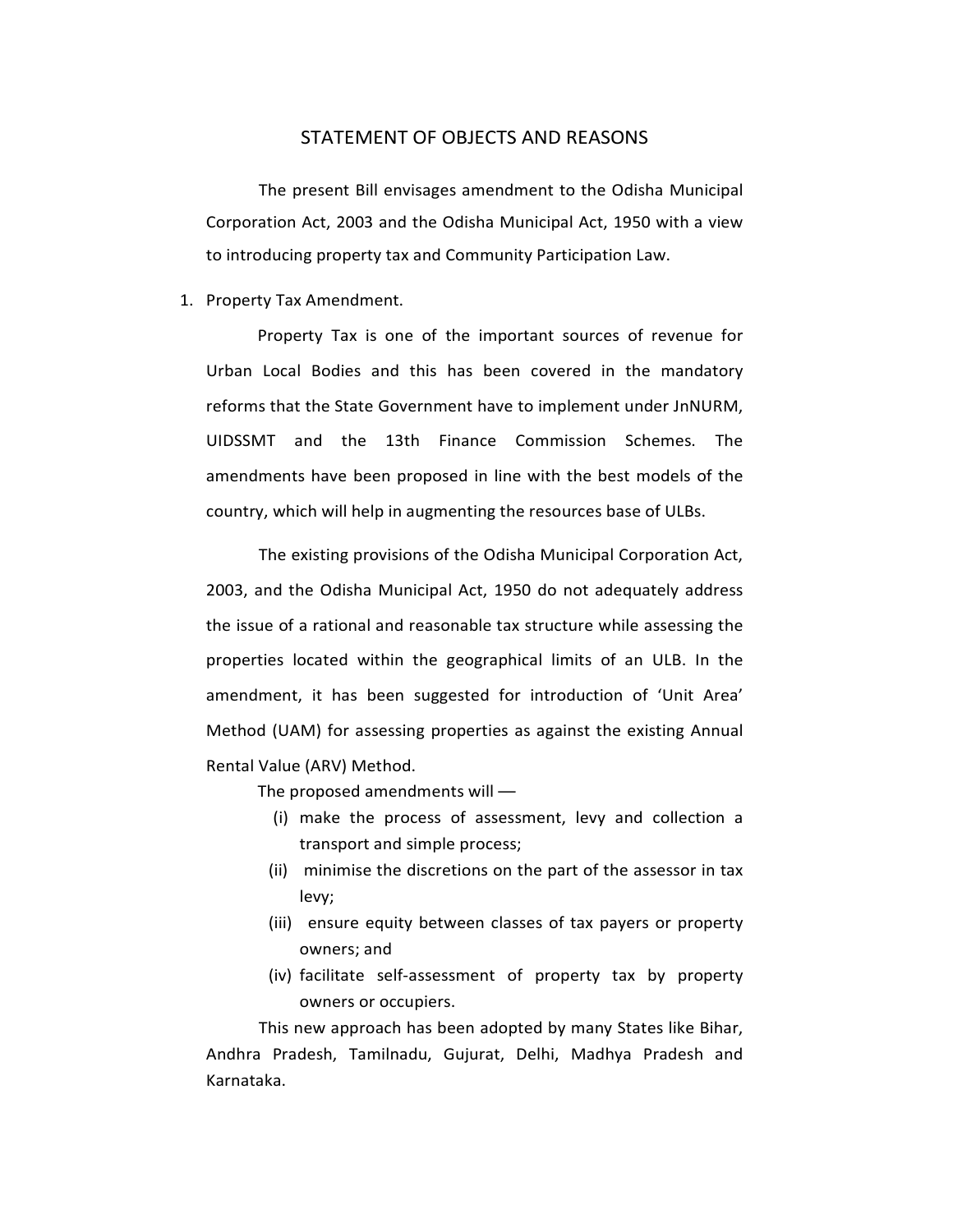# STATEMENT OF OBJECTS AND REASONS

The present Bill envisages amendment to the Odisha Municipal Corporation Act, 2003 and the Odisha Municipal Act, 1950 with a view to introducing property tax and Community Participation Law.

1. Property Tax Amendment.

Property Tax is one of the important sources of revenue for Urban Local Bodies and this has been covered in the mandatory reforms that the State Government have to implement under JnNURM, UIDSSMT and the 13th Finance Commission Schemes. The amendments have been proposed in line with the best models of the country, which will help in augmenting the resources base of ULBs.

The existing provisions of the Odisha Municipal Corporation Act, 2003, and the Odisha Municipal Act, 1950 do not adequately address the issue of a rational and reasonable tax structure while assessing the properties located within the geographical limits of an ULB. In the amendment, it has been suggested for introduction of 'Unit Area' Method (UAM) for assessing properties as against the existing Annual Rental Value (ARV) Method.

The proposed amendments will —

(i) make the process of assessment, levy and collection a transport and simple process;

(ii) minimise the discretions on the part of the assessor in tax levy;

(iii) ensure equity between classes of tax payers or property owners; and

(iv) facilitate self-assessment of property tax by property owners or occupiers.

This new approach has been adopted by many States like Bihar, Andhra Pradesh, Tamilnadu, Gujurat, Delhi, Madhya Pradesh and Karnataka.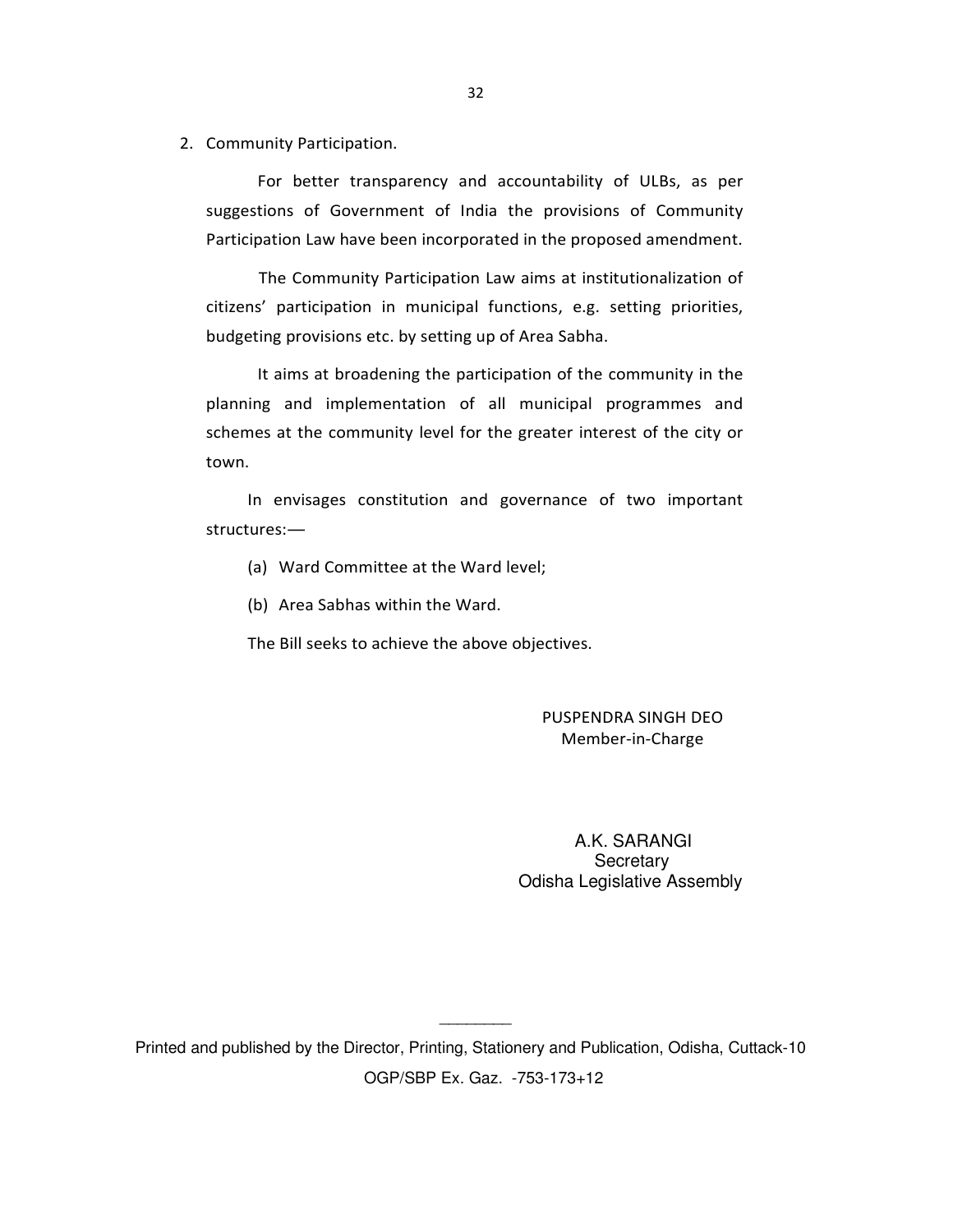2. Community Participation.

For better transparency and accountability of ULBs, as per suggestions of Government of India the provisions of Community Participation Law have been incorporated in the proposed amendment.

The Community Participation Law aims at institutionalization of citizens' participation in municipal functions, e.g. setting priorities, budgeting provisions etc. by setting up of Area Sabha.

It aims at broadening the participation of the community in the planning and implementation of all municipal programmes and schemes at the community level for the greater interest of the city or town.

In envisages constitution and governance of two important structures:—

(a) Ward Committee at the Ward level;

(b) Area Sabhas within the Ward.

The Bill seeks to achieve the above objectives.

PUSPENDRA SINGH DEO
Member-in-Charge

A.K. SARANGI
Secretary
Odisha Legislative Assembly

---

Printed and published by the Director, Printing, Stationery and Publication, Odisha, Cuttack-10

OGP/SBP Ex. Gaz. -753-173+12